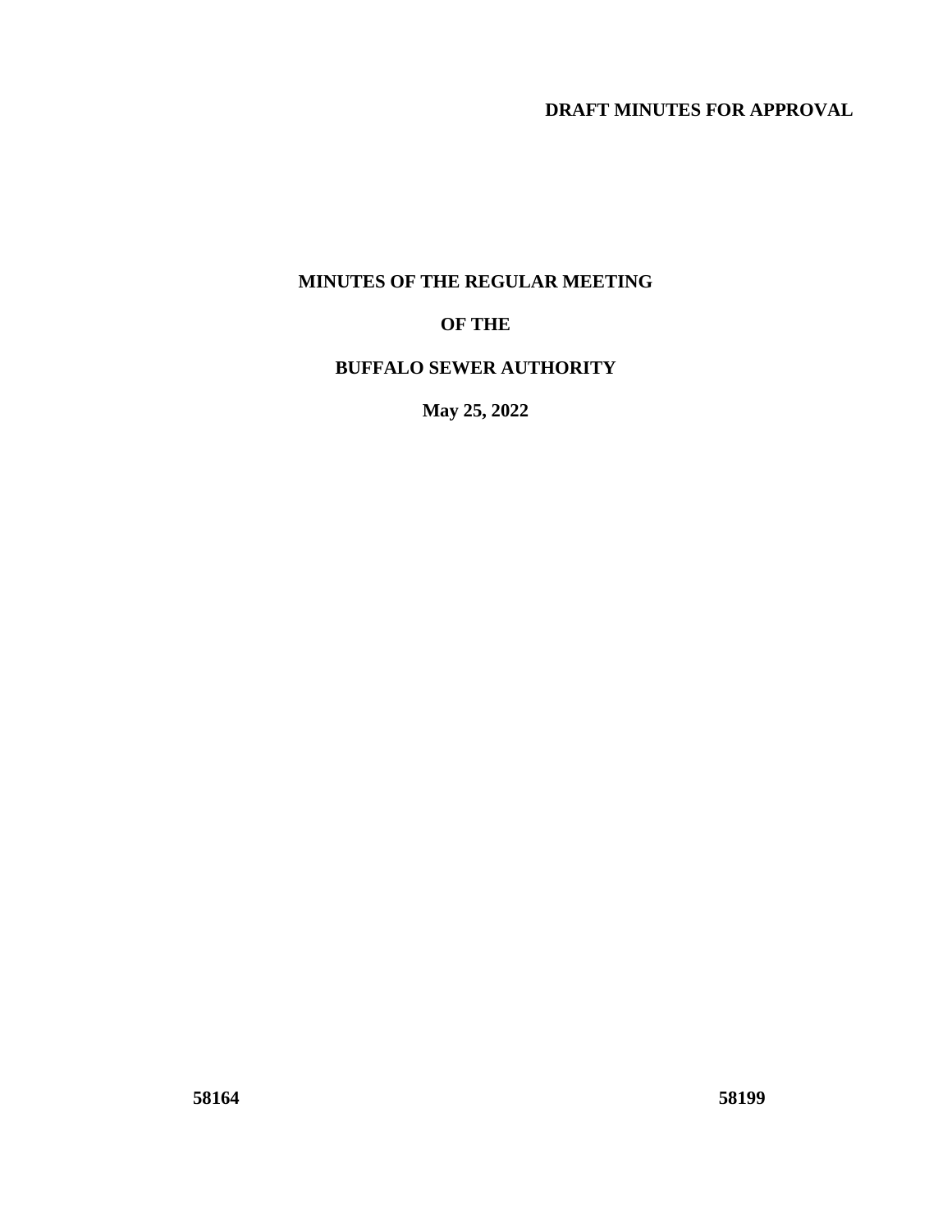**DRAFT MINUTES FOR APPROVAL**

# MINUTES OF THE REGULAR MEETING

# OF THE

# BUFFALO SEWER AUTHORITY

**May 25, 2022**

**58164** **58199**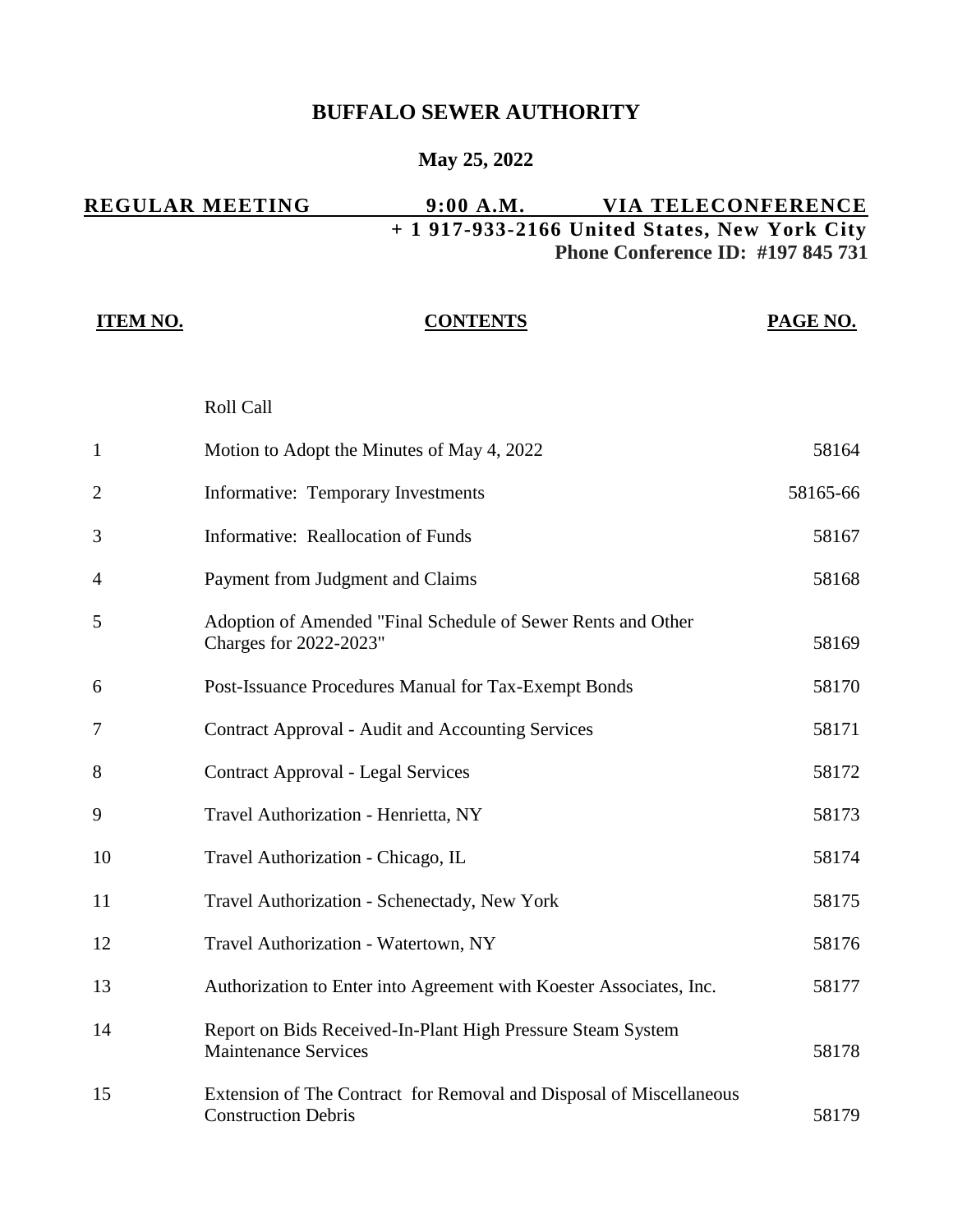# BUFFALO SEWER AUTHORITY

**May 25, 2022**

**REGULAR MEETING 9:00 A.M. VIA TELECONFERENCE**
**+ 1 917-933-2166 United States, New York City**
**Phone Conference ID: #197 845 731**

| ITEM NO. | CONTENTS | PAGE NO. |
|---|---|---|
| | Roll Call | |
| 1 | Motion to Adopt the Minutes of May 4, 2022 | 58164 |
| 2 | Informative: Temporary Investments | 58165-66 |
| 3 | Informative: Reallocation of Funds | 58167 |
| 4 | Payment from Judgment and Claims | 58168 |
| 5 | Adoption of Amended "Final Schedule of Sewer Rents and Other Charges for 2022-2023" | 58169 |
| 6 | Post-Issuance Procedures Manual for Tax-Exempt Bonds | 58170 |
| 7 | Contract Approval - Audit and Accounting Services | 58171 |
| 8 | Contract Approval - Legal Services | 58172 |
| 9 | Travel Authorization - Henrietta, NY | 58173 |
| 10 | Travel Authorization - Chicago, IL | 58174 |
| 11 | Travel Authorization - Schenectady, New York | 58175 |
| 12 | Travel Authorization - Watertown, NY | 58176 |
| 13 | Authorization to Enter into Agreement with Koester Associates, Inc. | 58177 |
| 14 | Report on Bids Received-In-Plant High Pressure Steam System Maintenance Services | 58178 |
| 15 | Extension of The Contract for Removal and Disposal of Miscellaneous Construction Debris | 58179 |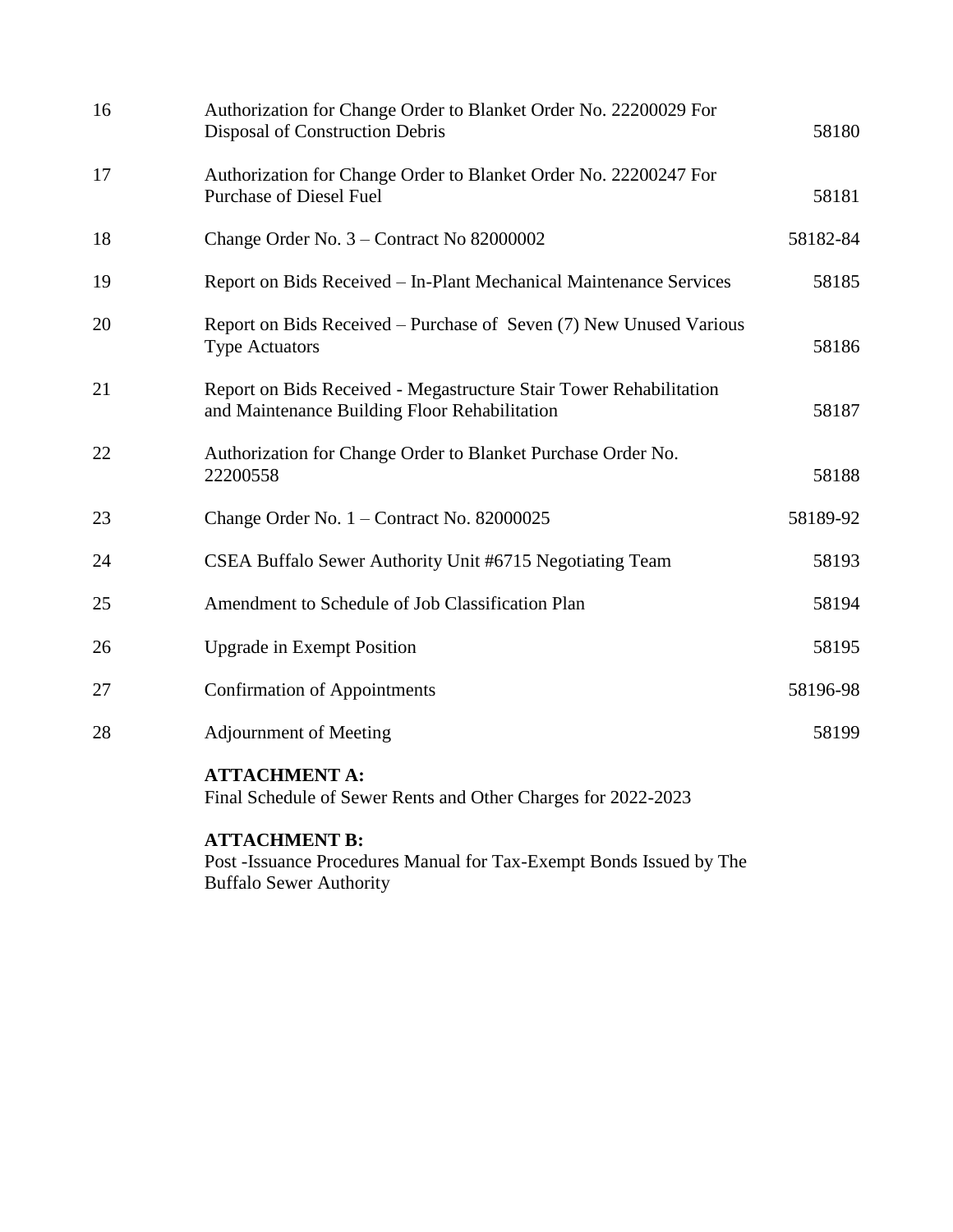| | | |
|---|---|---|
| 16 | Authorization for Change Order to Blanket Order No. 22200029 For Disposal of Construction Debris | 58180 |
| 17 | Authorization for Change Order to Blanket Order No. 22200247 For Purchase of Diesel Fuel | 58181 |
| 18 | Change Order No. 3 – Contract No 82000002 | 58182-84 |
| 19 | Report on Bids Received – In-Plant Mechanical Maintenance Services | 58185 |
| 20 | Report on Bids Received – Purchase of Seven (7) New Unused Various Type Actuators | 58186 |
| 21 | Report on Bids Received - Megastructure Stair Tower Rehabilitation and Maintenance Building Floor Rehabilitation | 58187 |
| 22 | Authorization for Change Order to Blanket Purchase Order No. 22200558 | 58188 |
| 23 | Change Order No. 1 – Contract No. 82000025 | 58189-92 |
| 24 | CSEA Buffalo Sewer Authority Unit #6715 Negotiating Team | 58193 |
| 25 | Amendment to Schedule of Job Classification Plan | 58194 |
| 26 | Upgrade in Exempt Position | 58195 |
| 27 | Confirmation of Appointments | 58196-98 |
| 28 | Adjournment of Meeting | 58199 |

**ATTACHMENT A:**
Final Schedule of Sewer Rents and Other Charges for 2022-2023

**ATTACHMENT B:**
Post -Issuance Procedures Manual for Tax-Exempt Bonds Issued by The Buffalo Sewer Authority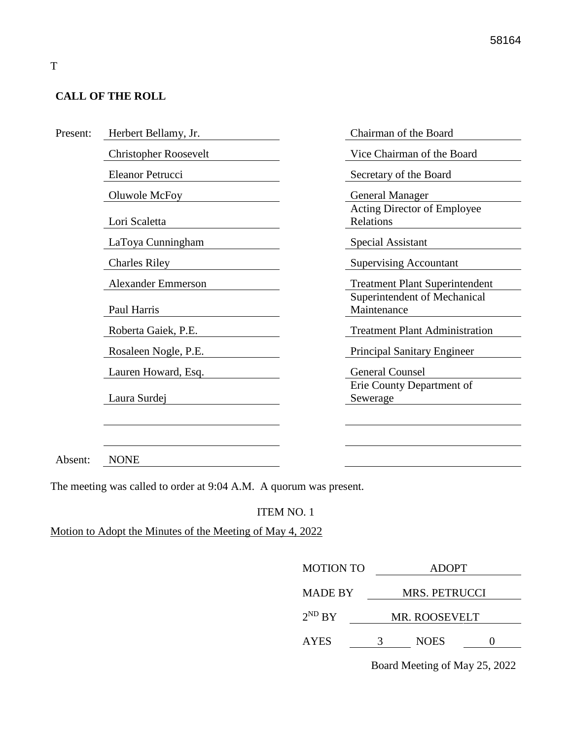T

**CALL OF THE ROLL**

| | Name | Title |
|---|---|---|
| Present: | Herbert Bellamy, Jr. | Chairman of the Board |
| | Christopher Roosevelt | Vice Chairman of the Board |
| | Eleanor Petrucci | Secretary of the Board |
| | Oluwole McFoy | General Manager |
| | Lori Scaletta | Acting Director of Employee Relations |
| | LaToya Cunningham | Special Assistant |
| | Charles Riley | Supervising Accountant |
| | Alexander Emmerson | Treatment Plant Superintendent |
| | Paul Harris | Superintendent of Mechanical Maintenance |
| | Roberta Gaiek, P.E. | Treatment Plant Administration |
| | Rosaleen Nogle, P.E. | Principal Sanitary Engineer |
| | Lauren Howard, Esq. | General Counsel |
| | Laura Surdej | Erie County Department of Sewerage |
| Absent: | NONE | |

The meeting was called to order at 9:04 A.M. A quorum was present.

ITEM NO. 1

Motion to Adopt the Minutes of the Meeting of May 4, 2022

MOTION TO ADOPT

MADE BY MRS. PETRUCCI

2ND BY MR. ROOSEVELT

AYES 3 NOES 0

Board Meeting of May 25, 2022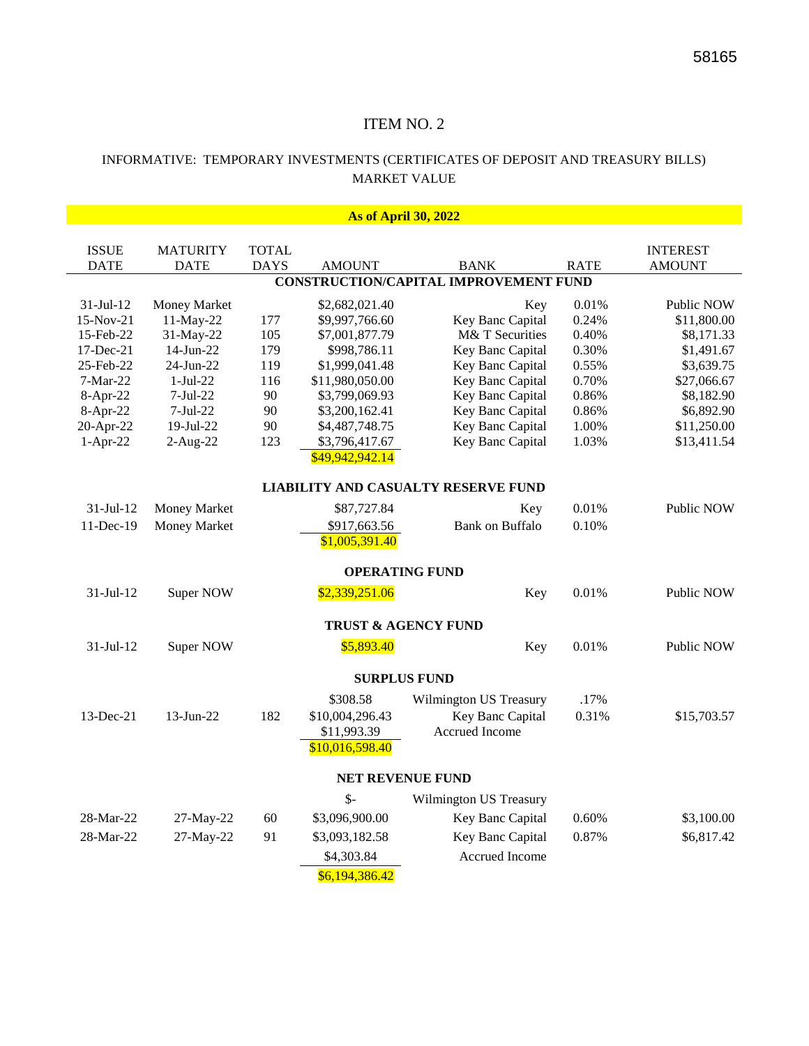# ITEM NO. 2

INFORMATIVE: TEMPORARY INVESTMENTS (CERTIFICATES OF DEPOSIT AND TREASURY BILLS) MARKET VALUE

**As of April 30, 2022**

| ISSUE DATE | MATURITY DATE | TOTAL DAYS | AMOUNT | BANK | RATE | INTEREST AMOUNT |
|---|---|---|---|---|---|---|
| | | | **CONSTRUCTION/CAPITAL IMPROVEMENT FUND** | | | |
| 31-Jul-12 | Money Market | | $2,682,021.40 | Key | 0.01% | Public NOW |
| 15-Nov-21 | 11-May-22 | 177 | $9,997,766.60 | Key Banc Capital | 0.24% | $11,800.00 |
| 15-Feb-22 | 31-May-22 | 105 | $7,001,877.79 | M& T Securities | 0.40% | $8,171.33 |
| 17-Dec-21 | 14-Jun-22 | 179 | $998,786.11 | Key Banc Capital | 0.30% | $1,491.67 |
| 25-Feb-22 | 24-Jun-22 | 119 | $1,999,041.48 | Key Banc Capital | 0.55% | $3,639.75 |
| 7-Mar-22 | 1-Jul-22 | 116 | $11,980,050.00 | Key Banc Capital | 0.70% | $27,066.67 |
| 8-Apr-22 | 7-Jul-22 | 90 | $3,799,069.93 | Key Banc Capital | 0.86% | $8,182.90 |
| 8-Apr-22 | 7-Jul-22 | 90 | $3,200,162.41 | Key Banc Capital | 0.86% | $6,892.90 |
| 20-Apr-22 | 19-Jul-22 | 90 | $4,487,748.75 | Key Banc Capital | 1.00% | $11,250.00 |
| 1-Apr-22 | 2-Aug-22 | 123 | $3,796,417.67 | Key Banc Capital | 1.03% | $13,411.54 |
| | | | $49,942,942.14 | | | |
| | | | **LIABILITY AND CASUALTY RESERVE FUND** | | | |
| 31-Jul-12 | Money Market | | $87,727.84 | Key | 0.01% | Public NOW |
| 11-Dec-19 | Money Market | | $917,663.56 | Bank on Buffalo | 0.10% | |
| | | | $1,005,391.40 | | | |
| | | | **OPERATING FUND** | | | |
| 31-Jul-12 | Super NOW | | $2,339,251.06 | Key | 0.01% | Public NOW |
| | | | **TRUST & AGENCY FUND** | | | |
| 31-Jul-12 | Super NOW | | $5,893.40 | Key | 0.01% | Public NOW |
| | | | **SURPLUS FUND** | | | |
| | | | $308.58 | Wilmington US Treasury | .17% | |
| 13-Dec-21 | 13-Jun-22 | 182 | $10,004,296.43 | Key Banc Capital | 0.31% | $15,703.57 |
| | | | $11,993.39 | Accrued Income | | |
| | | | $10,016,598.40 | | | |
| | | | **NET REVENUE FUND** | | | |
| | | | $- | Wilmington US Treasury | | |
| 28-Mar-22 | 27-May-22 | 60 | $3,096,900.00 | Key Banc Capital | 0.60% | $3,100.00 |
| 28-Mar-22 | 27-May-22 | 91 | $3,093,182.58 | Key Banc Capital | 0.87% | $6,817.42 |
| | | | $4,303.84 | Accrued Income | | |
| | | | $6,194,386.42 | | | |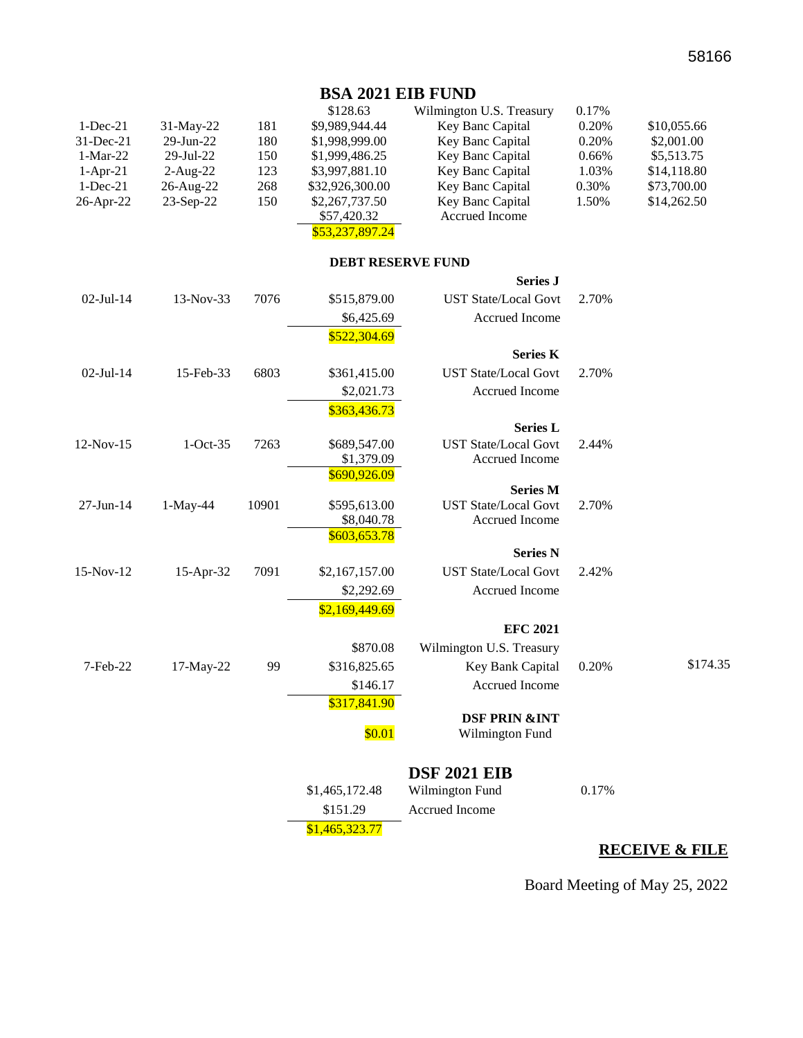## BSA 2021 EIB FUND

| | | | | | | |
|---|---|---|---|---|---|---|
| | | | $128.63 | Wilmington U.S. Treasury | 0.17% | |
| 1-Dec-21 | 31-May-22 | 181 | $9,989,944.44 | Key Banc Capital | 0.20% | $10,055.66 |
| 31-Dec-21 | 29-Jun-22 | 180 | $1,998,999.00 | Key Banc Capital | 0.20% | $2,001.00 |
| 1-Mar-22 | 29-Jul-22 | 150 | $1,999,486.25 | Key Banc Capital | 0.66% | $5,513.75 |
| 1-Apr-21 | 2-Aug-22 | 123 | $3,997,881.10 | Key Banc Capital | 1.03% | $14,118.80 |
| 1-Dec-21 | 26-Aug-22 | 268 | $32,926,300.00 | Key Banc Capital | 0.30% | $73,700.00 |
| 26-Apr-22 | 23-Sep-22 | 150 | $2,267,737.50 | Key Banc Capital | 1.50% | $14,262.50 |
| | | | $57,420.32 | Accrued Income | | |
| | | | $53,237,897.24 | | | |

### DEBT RESERVE FUND

| | | | | | | |
|---|---|---|---|---|---|---|
| | | | | **Series J** | | |
| 02-Jul-14 | 13-Nov-33 | 7076 | $515,879.00 | UST State/Local Govt | 2.70% | |
| | | | $6,425.69 | Accrued Income | | |
| | | | $522,304.69 | | | |
| | | | | **Series K** | | |
| 02-Jul-14 | 15-Feb-33 | 6803 | $361,415.00 | UST State/Local Govt | 2.70% | |
| | | | $2,021.73 | Accrued Income | | |
| | | | $363,436.73 | | | |
| | | | | **Series L** | | |
| 12-Nov-15 | 1-Oct-35 | 7263 | $689,547.00 | UST State/Local Govt | 2.44% | |
| | | | $1,379.09 | Accrued Income | | |
| | | | $690,926.09 | | | |
| | | | | **Series M** | | |
| 27-Jun-14 | 1-May-44 | 10901 | $595,613.00 | UST State/Local Govt | 2.70% | |
| | | | $8,040.78 | Accrued Income | | |
| | | | $603,653.78 | | | |
| | | | | **Series N** | | |
| 15-Nov-12 | 15-Apr-32 | 7091 | $2,167,157.00 | UST State/Local Govt | 2.42% | |
| | | | $2,292.69 | Accrued Income | | |
| | | | $2,169,449.69 | | | |
| | | | | **EFC 2021** | | |
| | | | $870.08 | Wilmington U.S. Treasury | | |
| 7-Feb-22 | 17-May-22 | 99 | $316,825.65 | Key Bank Capital | 0.20% | $174.35 |
| | | | $146.17 | Accrued Income | | |
| | | | $317,841.90 | | | |
| | | | | **DSF PRIN &INT** | | |
| | | | $0.01 | Wilmington Fund | | |

### DSF 2021 EIB

| | | |
|---|---|---|
| $1,465,172.48 | Wilmington Fund | 0.17% |
| $151.29 | Accrued Income | |
| $1,465,323.77 | | |

**RECEIVE & FILE**

Board Meeting of May 25, 2022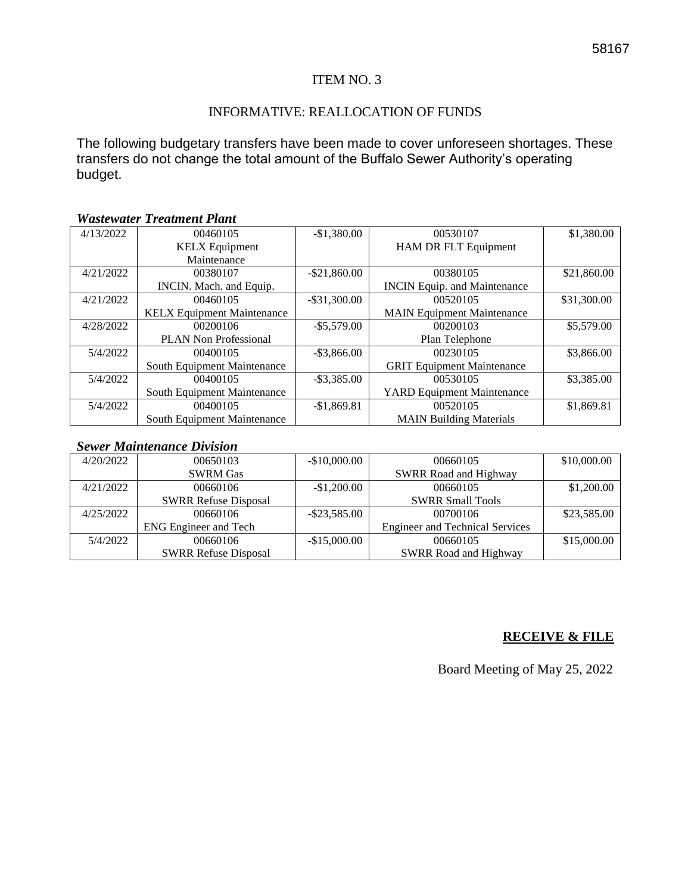ITEM NO. 3

INFORMATIVE: REALLOCATION OF FUNDS

The following budgetary transfers have been made to cover unforeseen shortages. These transfers do not change the total amount of the Buffalo Sewer Authority's operating budget.

***Wastewater Treatment Plant***

| | | | | |
|---|---|---|---|---|
| 4/13/2022 | 00460105<br>KELX Equipment Maintenance | -$1,380.00 | 00530107<br>HAM DR FLT Equipment | $1,380.00 |
| 4/21/2022 | 00380107<br>INCIN. Mach. and Equip. | -$21,860.00 | 00380105<br>INCIN Equip. and Maintenance | $21,860.00 |
| 4/21/2022 | 00460105<br>KELX Equipment Maintenance | -$31,300.00 | 00520105<br>MAIN Equipment Maintenance | $31,300.00 |
| 4/28/2022 | 00200106<br>PLAN Non Professional | -$5,579.00 | 00200103<br>Plan Telephone | $5,579.00 |
| 5/4/2022 | 00400105<br>South Equipment Maintenance | -$3,866.00 | 00230105<br>GRIT Equipment Maintenance | $3,866.00 |
| 5/4/2022 | 00400105<br>South Equipment Maintenance | -$3,385.00 | 00530105<br>YARD Equipment Maintenance | $3,385.00 |
| 5/4/2022 | 00400105<br>South Equipment Maintenance | -$1,869.81 | 00520105<br>MAIN Building Materials | $1,869.81 |

***Sewer Maintenance Division***

| | | | | |
|---|---|---|---|---|
| 4/20/2022 | 00650103<br>SWRM Gas | -$10,000.00 | 00660105<br>SWRR Road and Highway | $10,000.00 |
| 4/21/2022 | 00660106<br>SWRR Refuse Disposal | -$1,200.00 | 00660105<br>SWRR Small Tools | $1,200.00 |
| 4/25/2022 | 00660106<br>ENG Engineer and Tech | -$23,585.00 | 00700106<br>Engineer and Technical Services | $23,585.00 |
| 5/4/2022 | 00660106<br>SWRR Refuse Disposal | -$15,000.00 | 00660105<br>SWRR Road and Highway | $15,000.00 |

**RECEIVE & FILE**

Board Meeting of May 25, 2022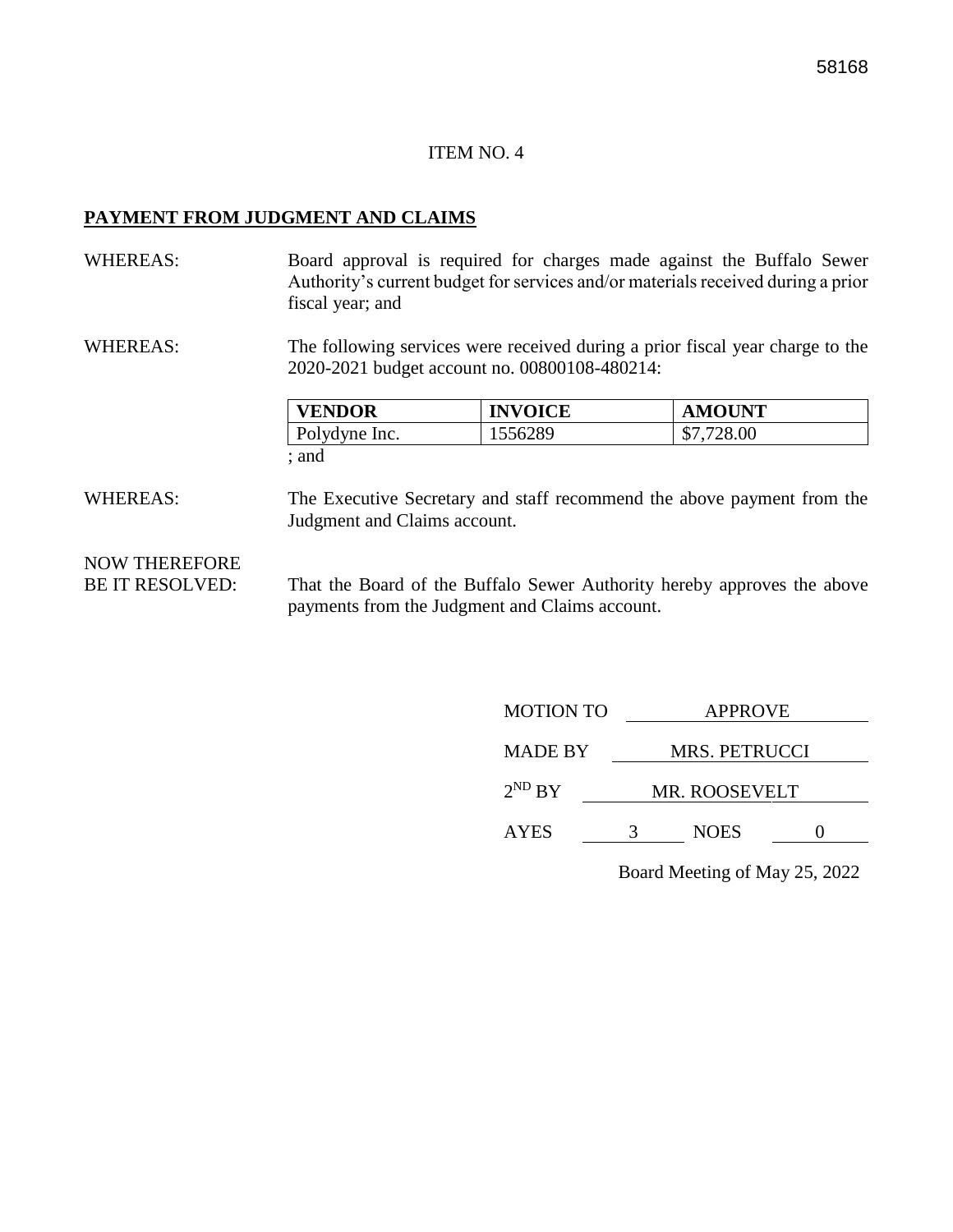ITEM NO. 4

**PAYMENT FROM JUDGMENT AND CLAIMS**

WHEREAS: Board approval is required for charges made against the Buffalo Sewer Authority's current budget for services and/or materials received during a prior fiscal year; and

WHEREAS: The following services were received during a prior fiscal year charge to the 2020-2021 budget account no. 00800108-480214:

| VENDOR | INVOICE | AMOUNT |
|---|---|---|
| Polydyne Inc. | 1556289 | $7,728.00 |

; and

WHEREAS: The Executive Secretary and staff recommend the above payment from the Judgment and Claims account.

NOW THEREFORE BE IT RESOLVED: That the Board of the Buffalo Sewer Authority hereby approves the above payments from the Judgment and Claims account.

MOTION TO APPROVE

MADE BY MRS. PETRUCCI

2ND BY MR. ROOSEVELT

AYES 3 NOES 0

Board Meeting of May 25, 2022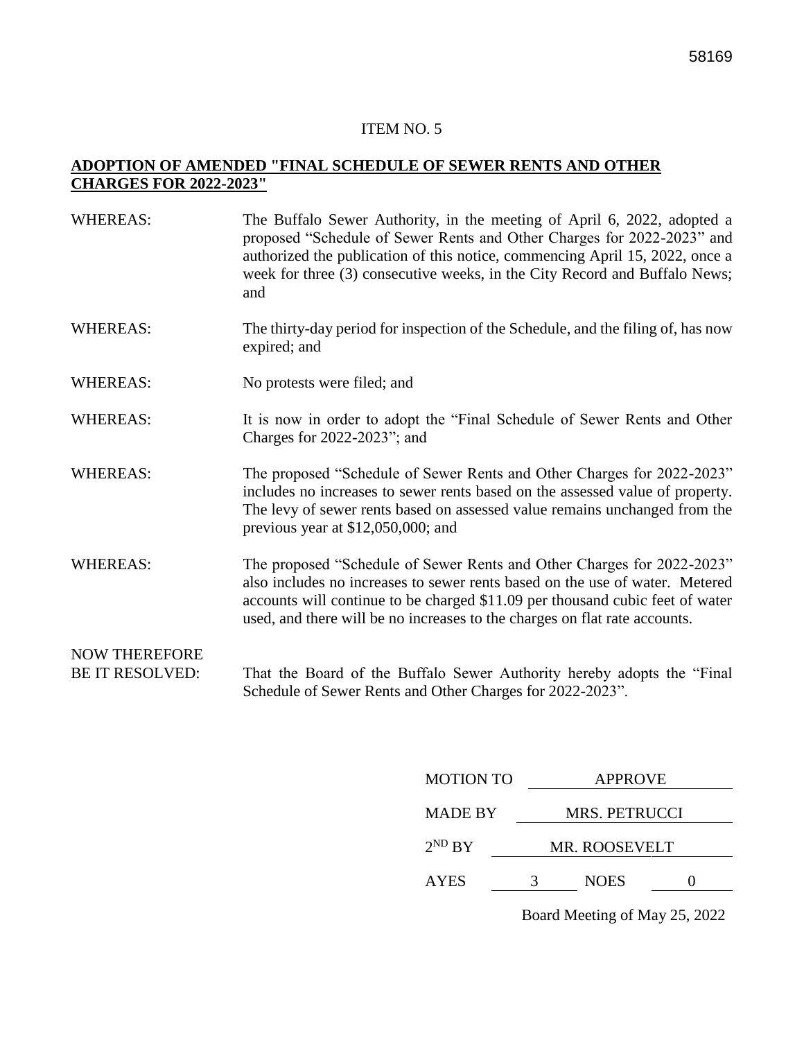ITEM NO. 5

**ADOPTION OF AMENDED "FINAL SCHEDULE OF SEWER RENTS AND OTHER CHARGES FOR 2022-2023"**

WHEREAS: The Buffalo Sewer Authority, in the meeting of April 6, 2022, adopted a proposed "Schedule of Sewer Rents and Other Charges for 2022-2023" and authorized the publication of this notice, commencing April 15, 2022, once a week for three (3) consecutive weeks, in the City Record and Buffalo News; and

WHEREAS: The thirty-day period for inspection of the Schedule, and the filing of, has now expired; and

WHEREAS: No protests were filed; and

WHEREAS: It is now in order to adopt the "Final Schedule of Sewer Rents and Other Charges for 2022-2023"; and

WHEREAS: The proposed "Schedule of Sewer Rents and Other Charges for 2022-2023" includes no increases to sewer rents based on the assessed value of property. The levy of sewer rents based on assessed value remains unchanged from the previous year at $12,050,000; and

WHEREAS: The proposed "Schedule of Sewer Rents and Other Charges for 2022-2023" also includes no increases to sewer rents based on the use of water. Metered accounts will continue to be charged $11.09 per thousand cubic feet of water used, and there will be no increases to the charges on flat rate accounts.

NOW THEREFORE BE IT RESOLVED: That the Board of the Buffalo Sewer Authority hereby adopts the "Final Schedule of Sewer Rents and Other Charges for 2022-2023".

MOTION TO APPROVE

MADE BY MRS. PETRUCCI

2ND BY MR. ROOSEVELT

AYES 3 NOES 0

Board Meeting of May 25, 2022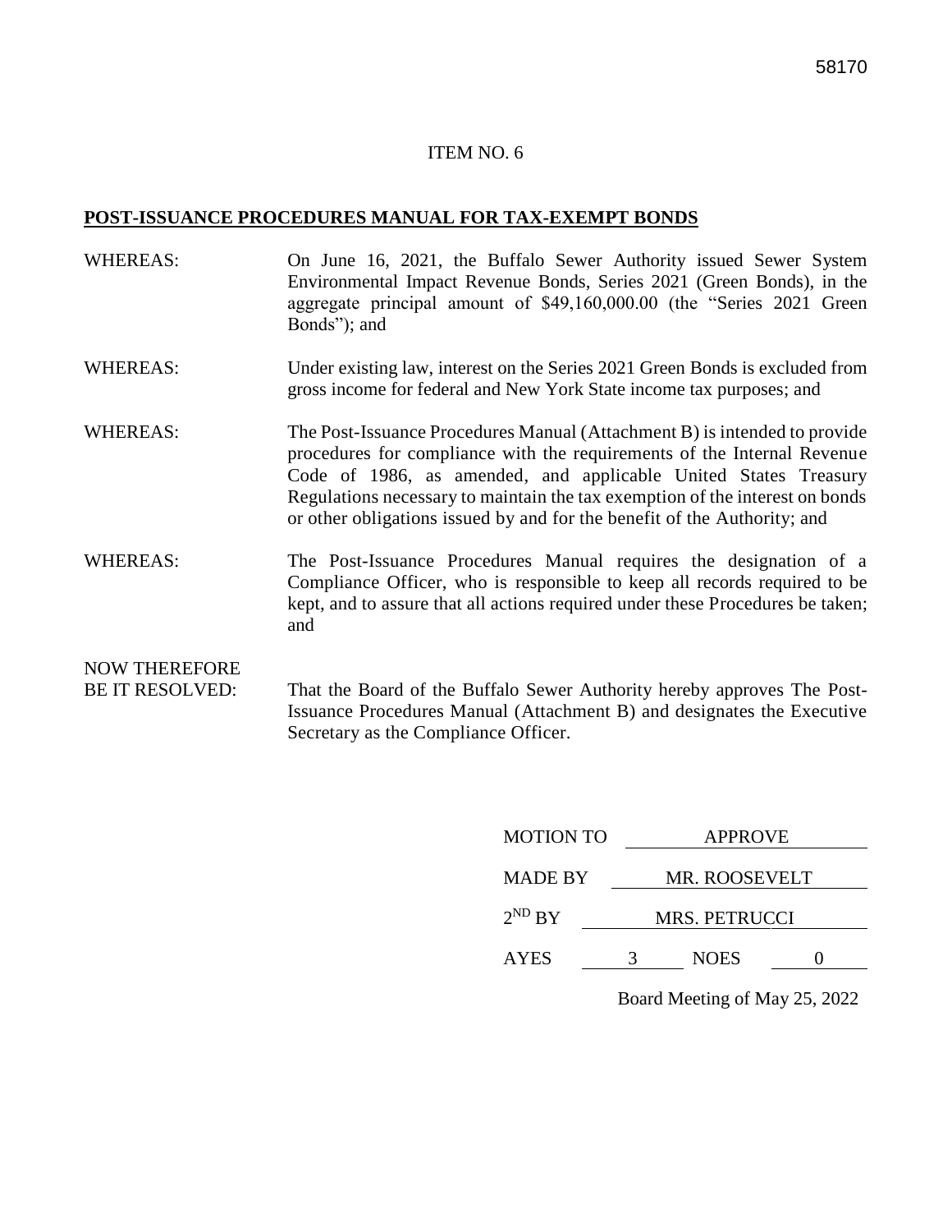ITEM NO. 6

**POST-ISSUANCE PROCEDURES MANUAL FOR TAX-EXEMPT BONDS**

WHEREAS: On June 16, 2021, the Buffalo Sewer Authority issued Sewer System Environmental Impact Revenue Bonds, Series 2021 (Green Bonds), in the aggregate principal amount of $49,160,000.00 (the "Series 2021 Green Bonds"); and

WHEREAS: Under existing law, interest on the Series 2021 Green Bonds is excluded from gross income for federal and New York State income tax purposes; and

WHEREAS: The Post-Issuance Procedures Manual (Attachment B) is intended to provide procedures for compliance with the requirements of the Internal Revenue Code of 1986, as amended, and applicable United States Treasury Regulations necessary to maintain the tax exemption of the interest on bonds or other obligations issued by and for the benefit of the Authority; and

WHEREAS: The Post-Issuance Procedures Manual requires the designation of a Compliance Officer, who is responsible to keep all records required to be kept, and to assure that all actions required under these Procedures be taken; and

NOW THEREFORE BE IT RESOLVED: That the Board of the Buffalo Sewer Authority hereby approves The Post-Issuance Procedures Manual (Attachment B) and designates the Executive Secretary as the Compliance Officer.

MOTION TO: APPROVE

MADE BY: MR. ROOSEVELT

2ND BY: MRS. PETRUCCI

AYES: 3 NOES: 0

Board Meeting of May 25, 2022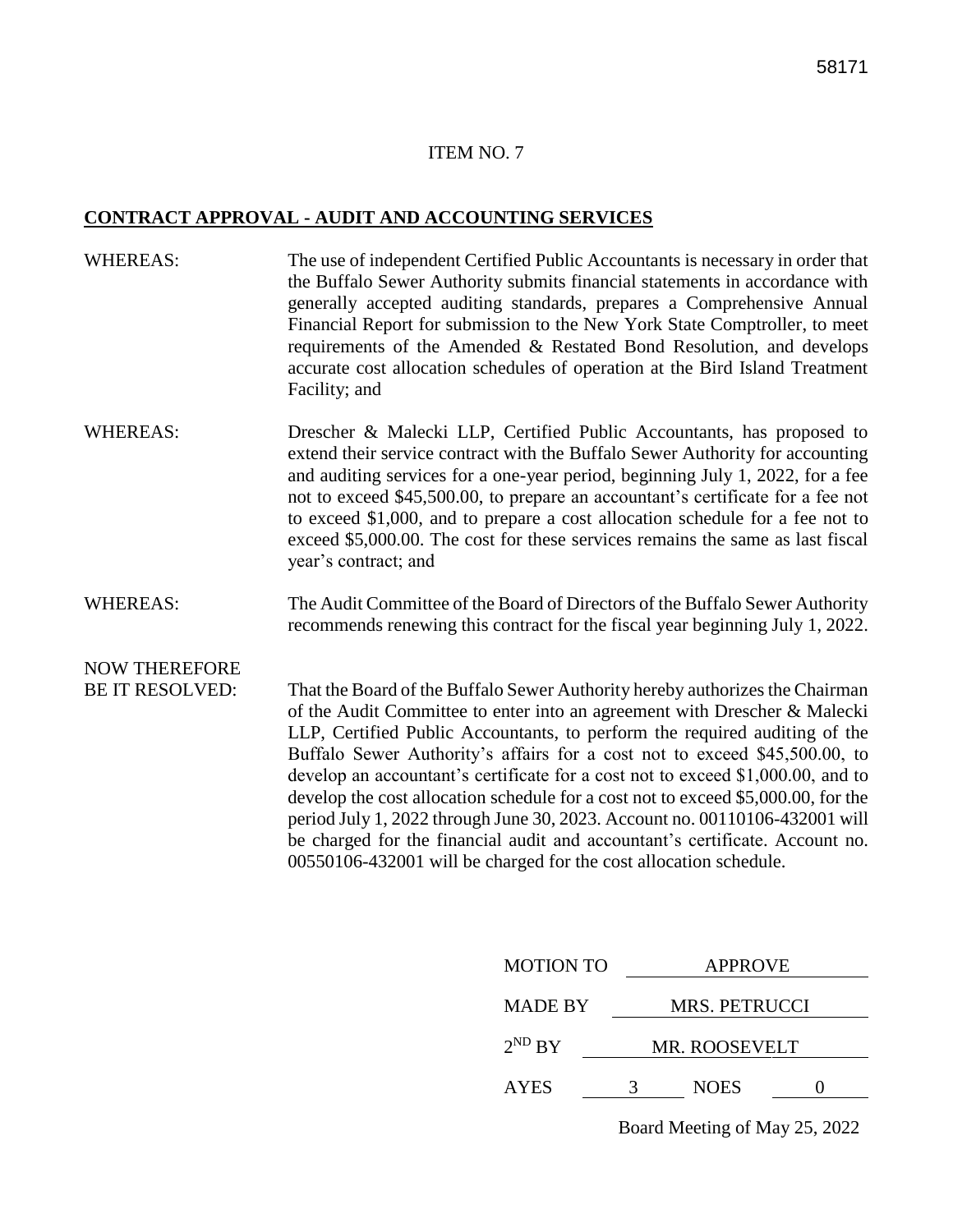ITEM NO. 7

**CONTRACT APPROVAL - AUDIT AND ACCOUNTING SERVICES**

WHEREAS: The use of independent Certified Public Accountants is necessary in order that the Buffalo Sewer Authority submits financial statements in accordance with generally accepted auditing standards, prepares a Comprehensive Annual Financial Report for submission to the New York State Comptroller, to meet requirements of the Amended & Restated Bond Resolution, and develops accurate cost allocation schedules of operation at the Bird Island Treatment Facility; and

WHEREAS: Drescher & Malecki LLP, Certified Public Accountants, has proposed to extend their service contract with the Buffalo Sewer Authority for accounting and auditing services for a one-year period, beginning July 1, 2022, for a fee not to exceed $45,500.00, to prepare an accountant's certificate for a fee not to exceed $1,000, and to prepare a cost allocation schedule for a fee not to exceed $5,000.00. The cost for these services remains the same as last fiscal year's contract; and

WHEREAS: The Audit Committee of the Board of Directors of the Buffalo Sewer Authority recommends renewing this contract for the fiscal year beginning July 1, 2022.

NOW THEREFORE BE IT RESOLVED: That the Board of the Buffalo Sewer Authority hereby authorizes the Chairman of the Audit Committee to enter into an agreement with Drescher & Malecki LLP, Certified Public Accountants, to perform the required auditing of the Buffalo Sewer Authority's affairs for a cost not to exceed $45,500.00, to develop an accountant's certificate for a cost not to exceed $1,000.00, and to develop the cost allocation schedule for a cost not to exceed $5,000.00, for the period July 1, 2022 through June 30, 2023. Account no. 00110106-432001 will be charged for the financial audit and accountant's certificate. Account no. 00550106-432001 will be charged for the cost allocation schedule.

MOTION TO APPROVE

MADE BY MRS. PETRUCCI

2ND BY MR. ROOSEVELT

AYES 3 NOES 0

Board Meeting of May 25, 2022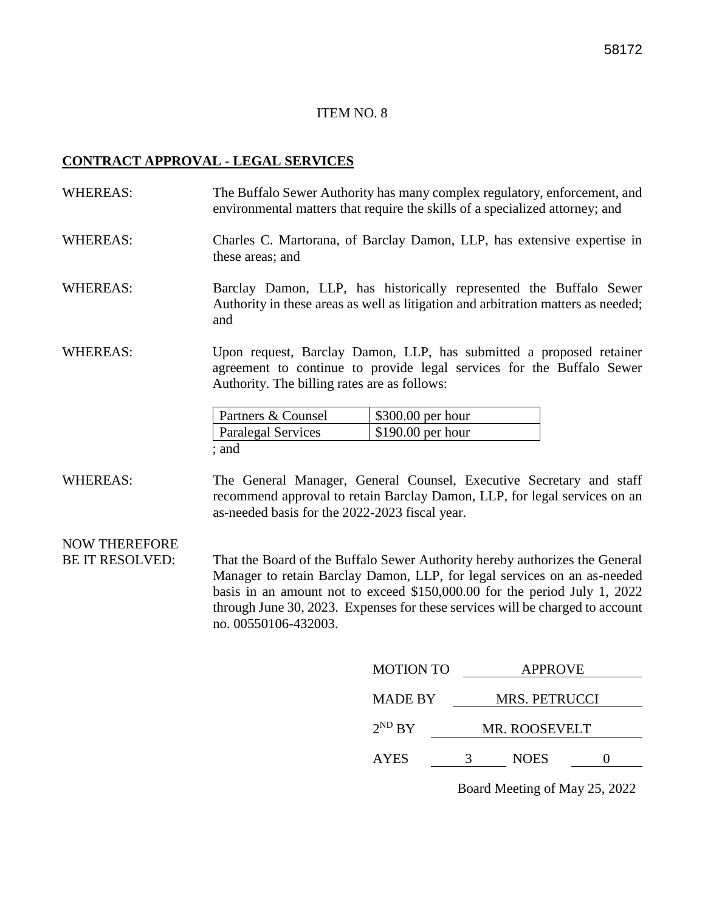ITEM NO. 8

**CONTRACT APPROVAL - LEGAL SERVICES**

WHEREAS: The Buffalo Sewer Authority has many complex regulatory, enforcement, and environmental matters that require the skills of a specialized attorney; and

WHEREAS: Charles C. Martorana, of Barclay Damon, LLP, has extensive expertise in these areas; and

WHEREAS: Barclay Damon, LLP, has historically represented the Buffalo Sewer Authority in these areas as well as litigation and arbitration matters as needed; and

WHEREAS: Upon request, Barclay Damon, LLP, has submitted a proposed retainer agreement to continue to provide legal services for the Buffalo Sewer Authority. The billing rates are as follows:

| Partners & Counsel | $300.00 per hour |
|---|---|
| Paralegal Services | $190.00 per hour |

; and

WHEREAS: The General Manager, General Counsel, Executive Secretary and staff recommend approval to retain Barclay Damon, LLP, for legal services on an as-needed basis for the 2022-2023 fiscal year.

NOW THEREFORE BE IT RESOLVED: That the Board of the Buffalo Sewer Authority hereby authorizes the General Manager to retain Barclay Damon, LLP, for legal services on an as-needed basis in an amount not to exceed $150,000.00 for the period July 1, 2022 through June 30, 2023. Expenses for these services will be charged to account no. 00550106-432003.

MOTION TO: APPROVE

MADE BY: MRS. PETRUCCI

2ND BY: MR. ROOSEVELT

AYES: 3 NOES: 0

Board Meeting of May 25, 2022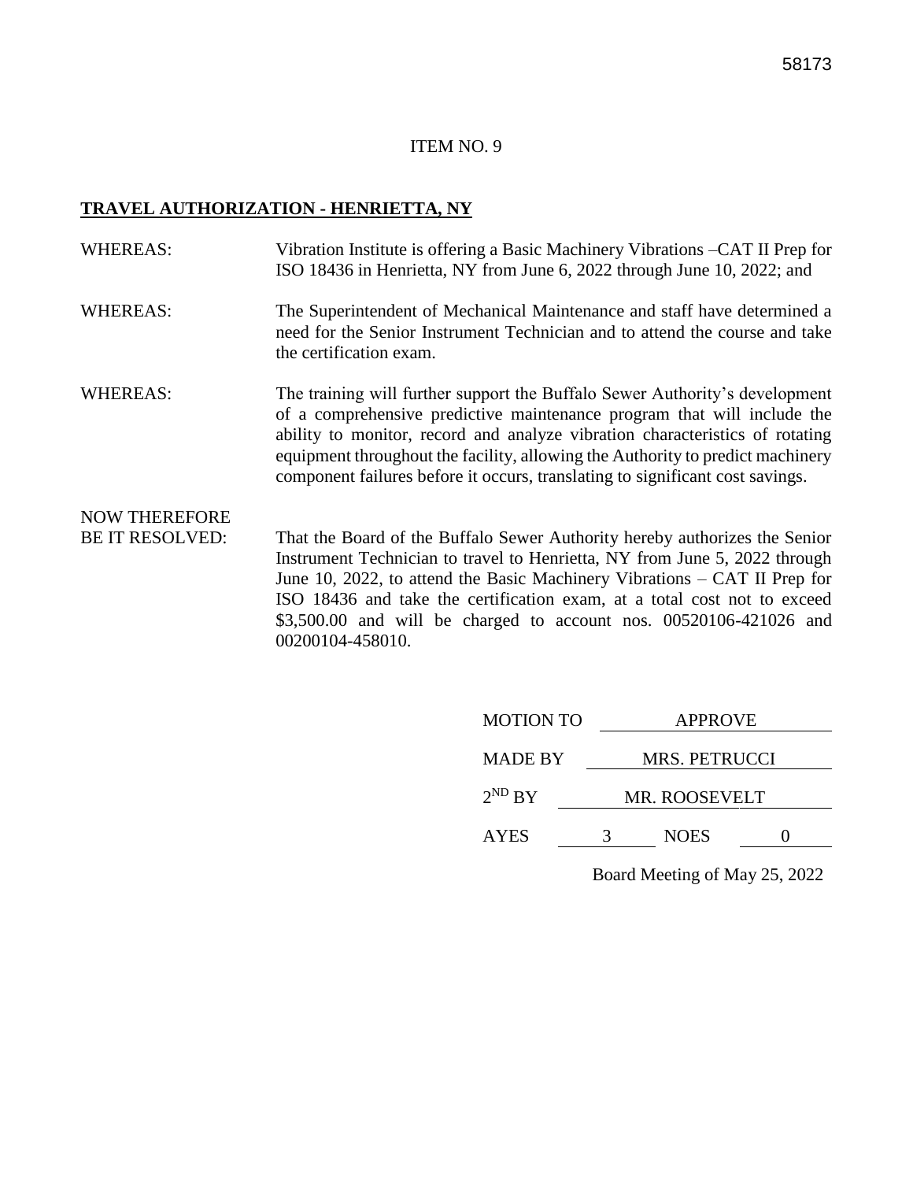ITEM NO. 9

**TRAVEL AUTHORIZATION - HENRIETTA, NY**

WHEREAS: Vibration Institute is offering a Basic Machinery Vibrations –CAT II Prep for ISO 18436 in Henrietta, NY from June 6, 2022 through June 10, 2022; and

WHEREAS: The Superintendent of Mechanical Maintenance and staff have determined a need for the Senior Instrument Technician and to attend the course and take the certification exam.

WHEREAS: The training will further support the Buffalo Sewer Authority's development of a comprehensive predictive maintenance program that will include the ability to monitor, record and analyze vibration characteristics of rotating equipment throughout the facility, allowing the Authority to predict machinery component failures before it occurs, translating to significant cost savings.

NOW THEREFORE BE IT RESOLVED: That the Board of the Buffalo Sewer Authority hereby authorizes the Senior Instrument Technician to travel to Henrietta, NY from June 5, 2022 through June 10, 2022, to attend the Basic Machinery Vibrations – CAT II Prep for ISO 18436 and take the certification exam, at a total cost not to exceed $3,500.00 and will be charged to account nos. 00520106-421026 and 00200104-458010.

MOTION TO APPROVE

MADE BY MRS. PETRUCCI

$2^{ND}$ BY MR. ROOSEVELT

AYES 3 NOES 0

Board Meeting of May 25, 2022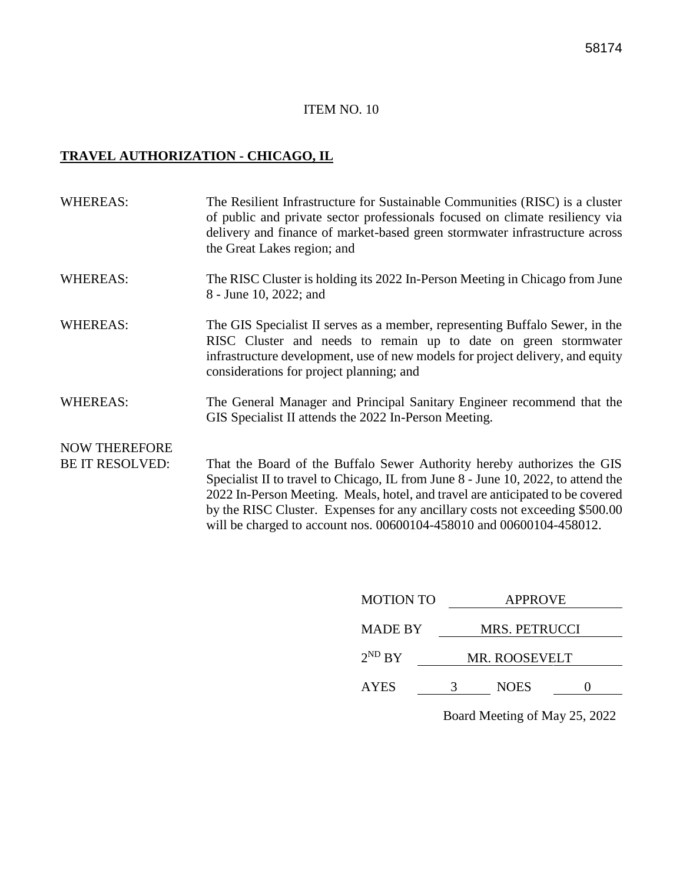58174

ITEM NO. 10

**TRAVEL AUTHORIZATION - CHICAGO, IL**

WHEREAS: The Resilient Infrastructure for Sustainable Communities (RISC) is a cluster of public and private sector professionals focused on climate resiliency via delivery and finance of market-based green stormwater infrastructure across the Great Lakes region; and

WHEREAS: The RISC Cluster is holding its 2022 In-Person Meeting in Chicago from June 8 - June 10, 2022; and

WHEREAS: The GIS Specialist II serves as a member, representing Buffalo Sewer, in the RISC Cluster and needs to remain up to date on green stormwater infrastructure development, use of new models for project delivery, and equity considerations for project planning; and

WHEREAS: The General Manager and Principal Sanitary Engineer recommend that the GIS Specialist II attends the 2022 In-Person Meeting.

NOW THEREFORE BE IT RESOLVED: That the Board of the Buffalo Sewer Authority hereby authorizes the GIS Specialist II to travel to Chicago, IL from June 8 - June 10, 2022, to attend the 2022 In-Person Meeting. Meals, hotel, and travel are anticipated to be covered by the RISC Cluster. Expenses for any ancillary costs not exceeding $500.00 will be charged to account nos. 00600104-458010 and 00600104-458012.

MOTION TO APPROVE

MADE BY MRS. PETRUCCI

2ND BY MR. ROOSEVELT

AYES 3 NOES 0

Board Meeting of May 25, 2022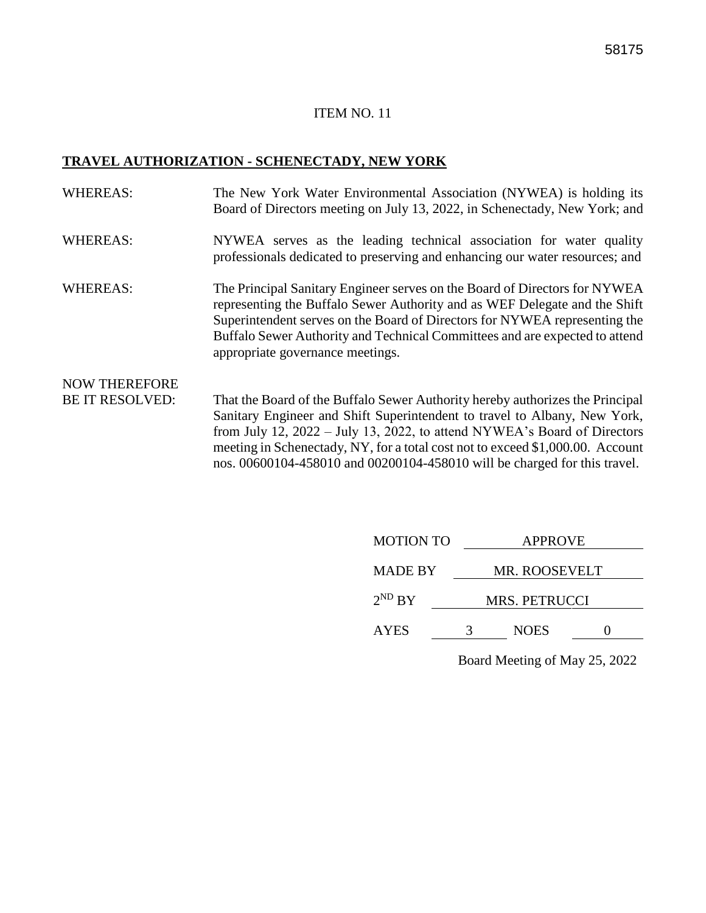58175

ITEM NO. 11

## TRAVEL AUTHORIZATION - SCHENECTADY, NEW YORK

WHEREAS: The New York Water Environmental Association (NYWEA) is holding its Board of Directors meeting on July 13, 2022, in Schenectady, New York; and

WHEREAS: NYWEA serves as the leading technical association for water quality professionals dedicated to preserving and enhancing our water resources; and

WHEREAS: The Principal Sanitary Engineer serves on the Board of Directors for NYWEA representing the Buffalo Sewer Authority and as WEF Delegate and the Shift Superintendent serves on the Board of Directors for NYWEA representing the Buffalo Sewer Authority and Technical Committees and are expected to attend appropriate governance meetings.

NOW THEREFORE BE IT RESOLVED: That the Board of the Buffalo Sewer Authority hereby authorizes the Principal Sanitary Engineer and Shift Superintendent to travel to Albany, New York, from July 12, 2022 – July 13, 2022, to attend NYWEA's Board of Directors meeting in Schenectady, NY, for a total cost not to exceed $1,000.00. Account nos. 00600104-458010 and 00200104-458010 will be charged for this travel.

MOTION TO APPROVE

MADE BY MR. ROOSEVELT

2ND BY MRS. PETRUCCI

AYES 3 NOES 0

Board Meeting of May 25, 2022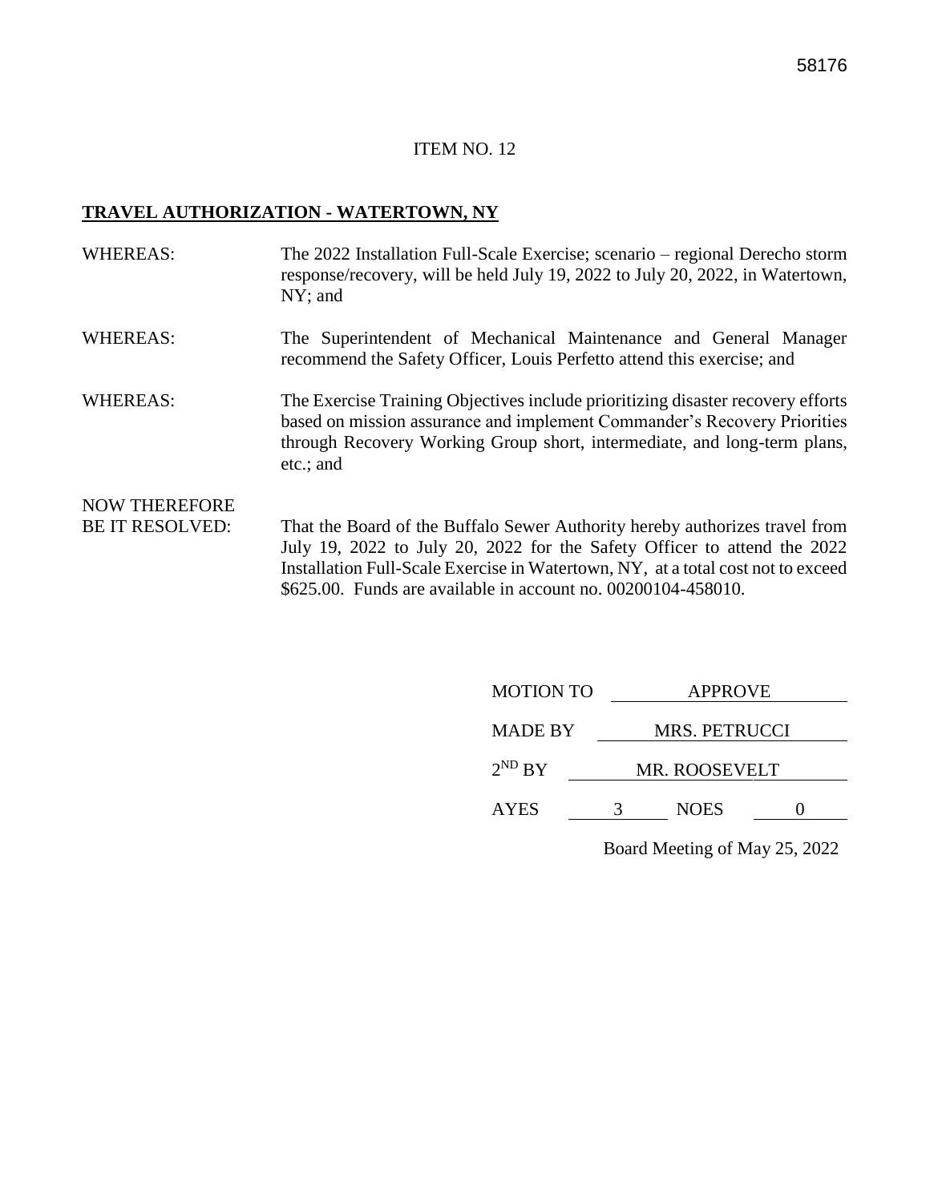ITEM NO. 12

**TRAVEL AUTHORIZATION - WATERTOWN, NY**

WHEREAS: The 2022 Installation Full-Scale Exercise; scenario – regional Derecho storm response/recovery, will be held July 19, 2022 to July 20, 2022, in Watertown, NY; and

WHEREAS: The Superintendent of Mechanical Maintenance and General Manager recommend the Safety Officer, Louis Perfetto attend this exercise; and

WHEREAS: The Exercise Training Objectives include prioritizing disaster recovery efforts based on mission assurance and implement Commander's Recovery Priorities through Recovery Working Group short, intermediate, and long-term plans, etc.; and

NOW THEREFORE BE IT RESOLVED: That the Board of the Buffalo Sewer Authority hereby authorizes travel from July 19, 2022 to July 20, 2022 for the Safety Officer to attend the 2022 Installation Full-Scale Exercise in Watertown, NY, at a total cost not to exceed \$625.00. Funds are available in account no. 00200104-458010.

MOTION TO APPROVE

MADE BY MRS. PETRUCCI

2ND BY MR. ROOSEVELT

AYES 3 NOES 0

Board Meeting of May 25, 2022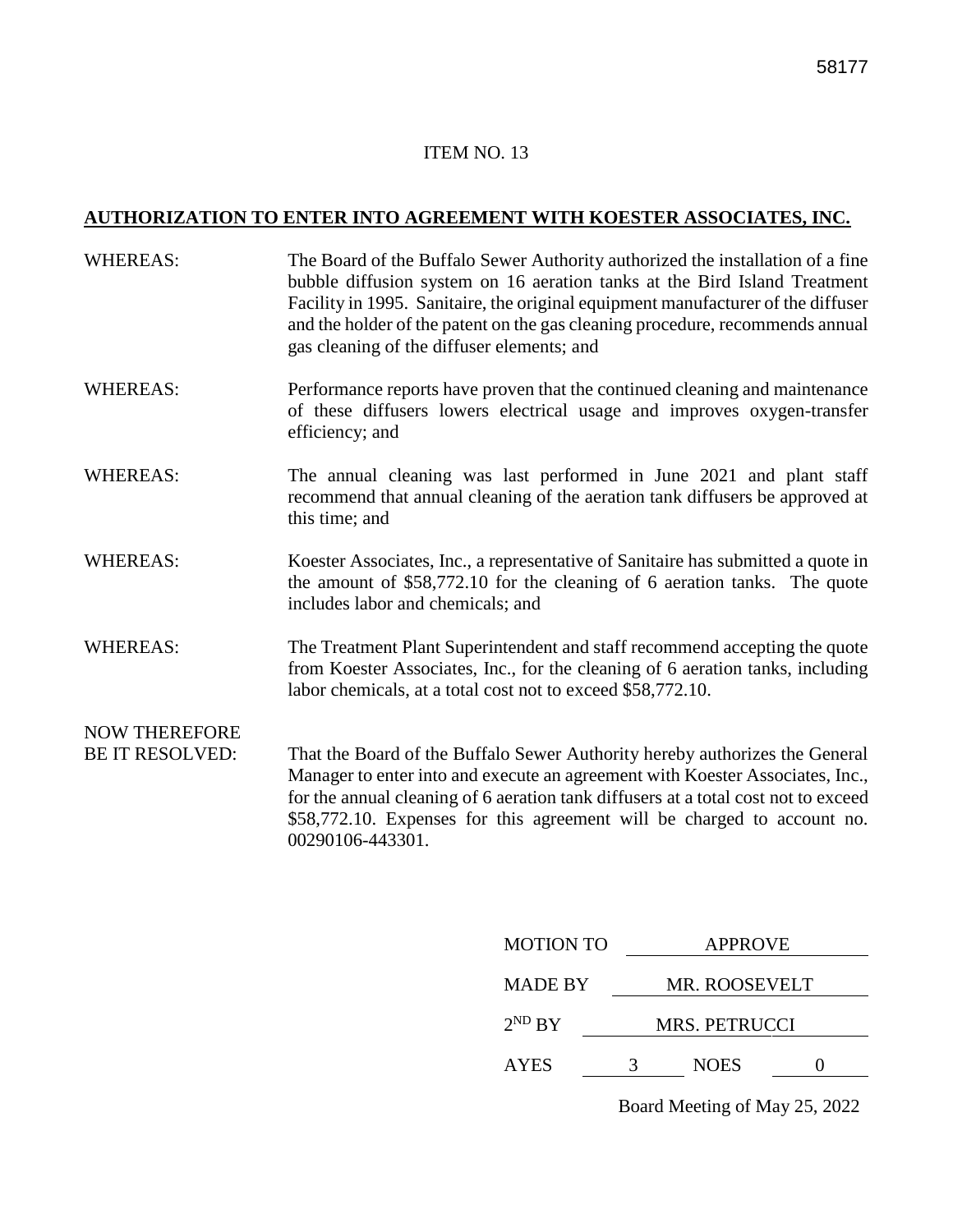58177

ITEM NO. 13

**AUTHORIZATION TO ENTER INTO AGREEMENT WITH KOESTER ASSOCIATES, INC.**

WHEREAS: The Board of the Buffalo Sewer Authority authorized the installation of a fine bubble diffusion system on 16 aeration tanks at the Bird Island Treatment Facility in 1995. Sanitaire, the original equipment manufacturer of the diffuser and the holder of the patent on the gas cleaning procedure, recommends annual gas cleaning of the diffuser elements; and

WHEREAS: Performance reports have proven that the continued cleaning and maintenance of these diffusers lowers electrical usage and improves oxygen-transfer efficiency; and

WHEREAS: The annual cleaning was last performed in June 2021 and plant staff recommend that annual cleaning of the aeration tank diffusers be approved at this time; and

WHEREAS: Koester Associates, Inc., a representative of Sanitaire has submitted a quote in the amount of $58,772.10 for the cleaning of 6 aeration tanks. The quote includes labor and chemicals; and

WHEREAS: The Treatment Plant Superintendent and staff recommend accepting the quote from Koester Associates, Inc., for the cleaning of 6 aeration tanks, including labor chemicals, at a total cost not to exceed $58,772.10.

NOW THEREFORE BE IT RESOLVED: That the Board of the Buffalo Sewer Authority hereby authorizes the General Manager to enter into and execute an agreement with Koester Associates, Inc., for the annual cleaning of 6 aeration tank diffusers at a total cost not to exceed $58,772.10. Expenses for this agreement will be charged to account no. 00290106-443301.

MOTION TO APPROVE

MADE BY MR. ROOSEVELT

2ND BY MRS. PETRUCCI

AYES 3 NOES 0

Board Meeting of May 25, 2022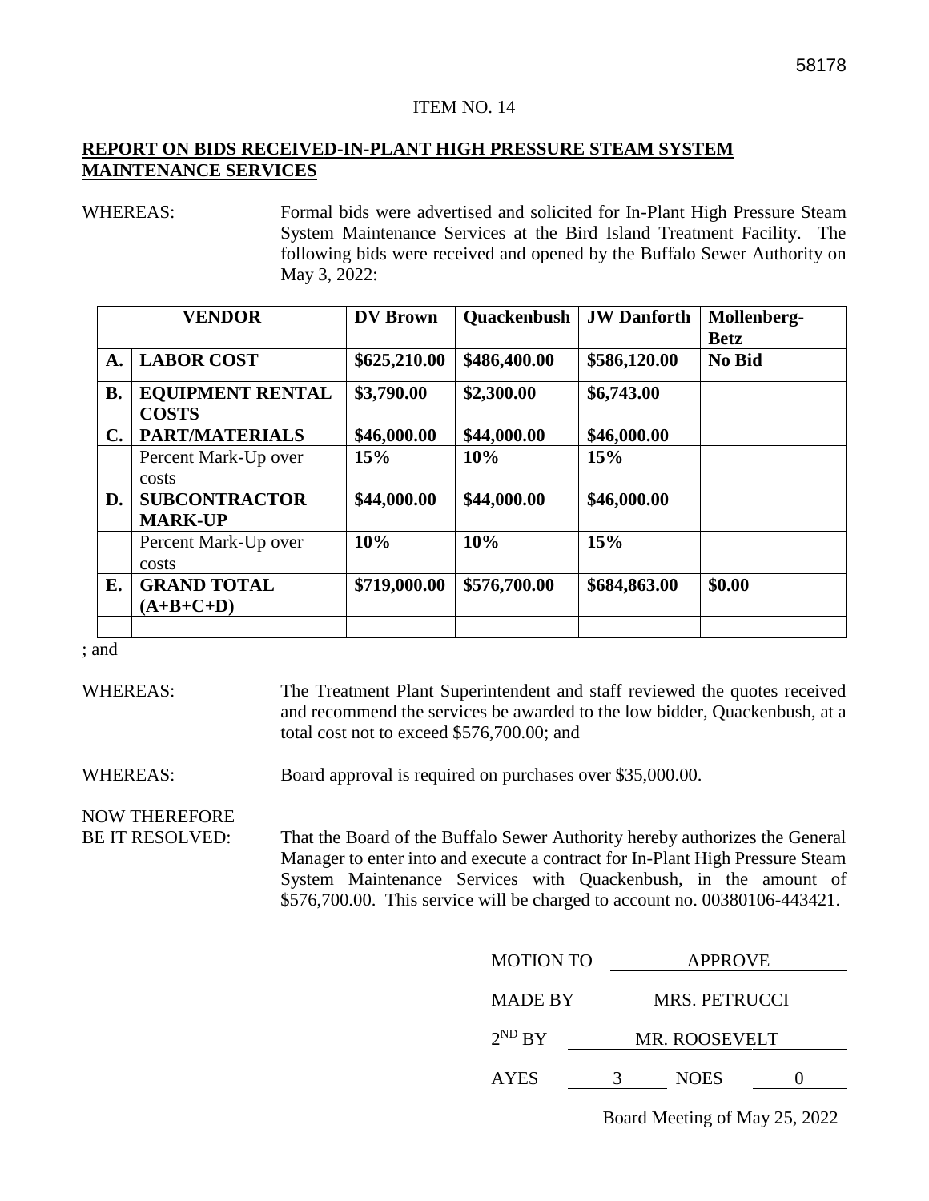ITEM NO. 14

**REPORT ON BIDS RECEIVED-IN-PLANT HIGH PRESSURE STEAM SYSTEM MAINTENANCE SERVICES**

WHEREAS: Formal bids were advertised and solicited for In-Plant High Pressure Steam System Maintenance Services at the Bird Island Treatment Facility. The following bids were received and opened by the Buffalo Sewer Authority on May 3, 2022:

| | VENDOR | DV Brown | Quackenbush | JW Danforth | Mollenberg-Betz |
|---|---|---|---|---|---|
| **A.** | **LABOR COST** | **$625,210.00** | **$486,400.00** | **$586,120.00** | **No Bid** |
| **B.** | **EQUIPMENT RENTAL COSTS** | **$3,790.00** | **$2,300.00** | **$6,743.00** | |
| **C.** | **PART/MATERIALS** | **$46,000.00** | **$44,000.00** | **$46,000.00** | |
| | Percent Mark-Up over costs | **15%** | **10%** | **15%** | |
| **D.** | **SUBCONTRACTOR MARK-UP** | **$44,000.00** | **$44,000.00** | **$46,000.00** | |
| | Percent Mark-Up over costs | **10%** | **10%** | **15%** | |
| **E.** | **GRAND TOTAL (A+B+C+D)** | **$719,000.00** | **$576,700.00** | **$684,863.00** | **$0.00** |
| | | | | | |

; and

WHEREAS: The Treatment Plant Superintendent and staff reviewed the quotes received and recommend the services be awarded to the low bidder, Quackenbush, at a total cost not to exceed $576,700.00; and

WHEREAS: Board approval is required on purchases over $35,000.00.

NOW THEREFORE BE IT RESOLVED: That the Board of the Buffalo Sewer Authority hereby authorizes the General Manager to enter into and execute a contract for In-Plant High Pressure Steam System Maintenance Services with Quackenbush, in the amount of $576,700.00. This service will be charged to account no. 00380106-443421.

MOTION TO APPROVE

MADE BY MRS. PETRUCCI

2ND BY MR. ROOSEVELT

AYES 3 NOES 0

Board Meeting of May 25, 2022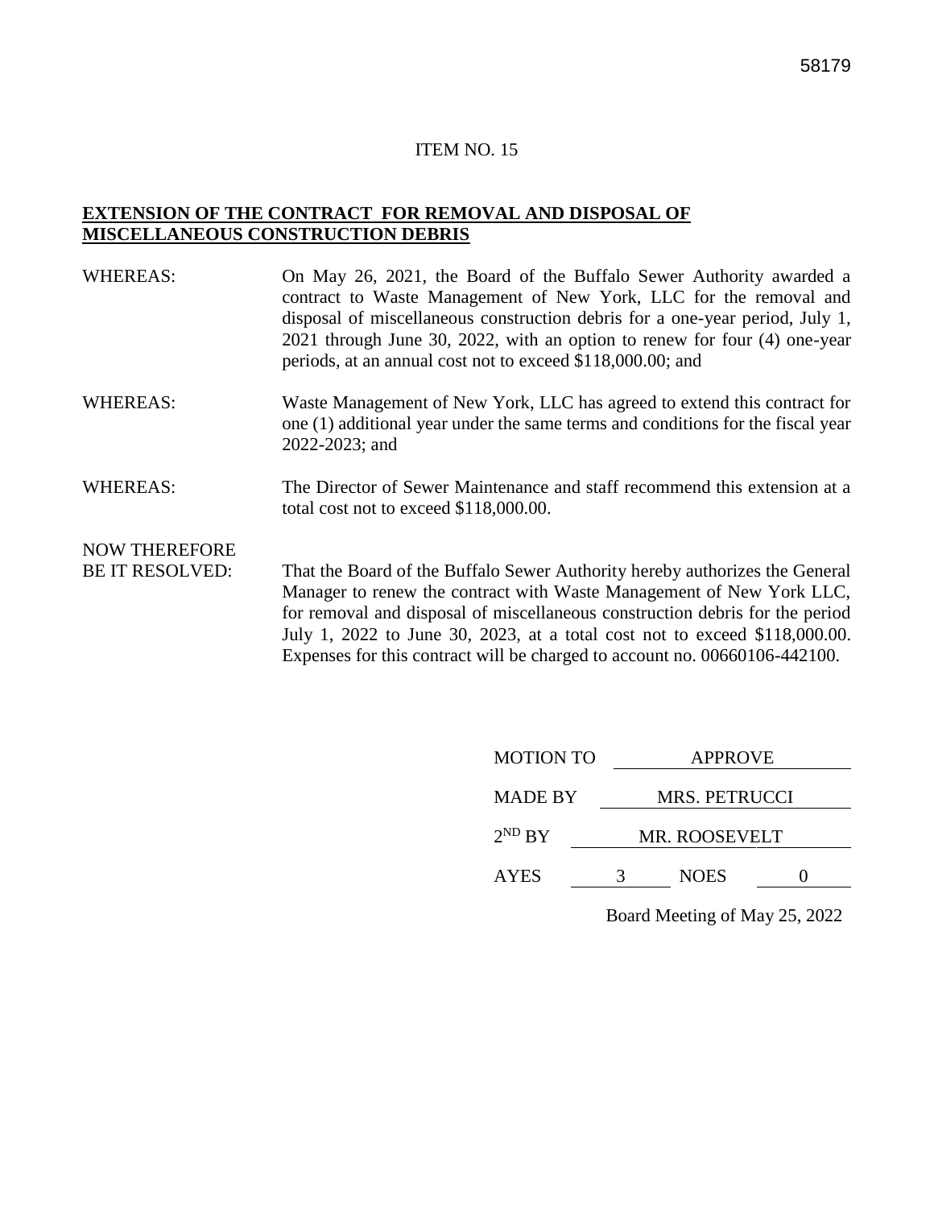58179

ITEM NO. 15

**EXTENSION OF THE CONTRACT FOR REMOVAL AND DISPOSAL OF MISCELLANEOUS CONSTRUCTION DEBRIS**

WHEREAS: On May 26, 2021, the Board of the Buffalo Sewer Authority awarded a contract to Waste Management of New York, LLC for the removal and disposal of miscellaneous construction debris for a one-year period, July 1, 2021 through June 30, 2022, with an option to renew for four (4) one-year periods, at an annual cost not to exceed $118,000.00; and

WHEREAS: Waste Management of New York, LLC has agreed to extend this contract for one (1) additional year under the same terms and conditions for the fiscal year 2022-2023; and

WHEREAS: The Director of Sewer Maintenance and staff recommend this extension at a total cost not to exceed $118,000.00.

NOW THEREFORE BE IT RESOLVED: That the Board of the Buffalo Sewer Authority hereby authorizes the General Manager to renew the contract with Waste Management of New York LLC, for removal and disposal of miscellaneous construction debris for the period July 1, 2022 to June 30, 2023, at a total cost not to exceed $118,000.00. Expenses for this contract will be charged to account no. 00660106-442100.

MOTION TO APPROVE

MADE BY MRS. PETRUCCI

$2^{ND}$ BY MR. ROOSEVELT

AYES 3 NOES 0

Board Meeting of May 25, 2022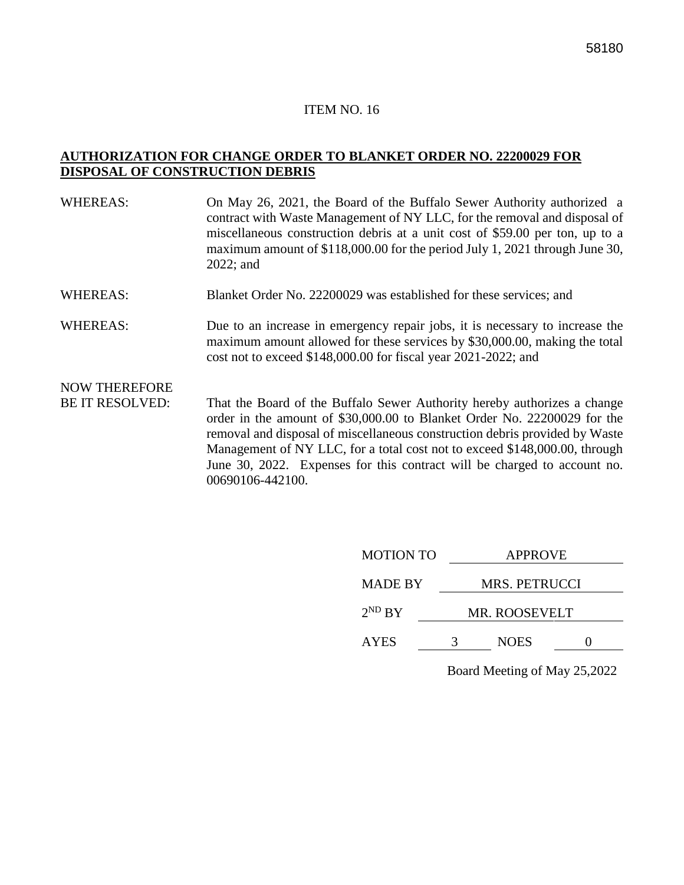ITEM NO. 16

**AUTHORIZATION FOR CHANGE ORDER TO BLANKET ORDER NO. 22200029 FOR DISPOSAL OF CONSTRUCTION DEBRIS**

WHEREAS: On May 26, 2021, the Board of the Buffalo Sewer Authority authorized a contract with Waste Management of NY LLC, for the removal and disposal of miscellaneous construction debris at a unit cost of $59.00 per ton, up to a maximum amount of $118,000.00 for the period July 1, 2021 through June 30, 2022; and

WHEREAS: Blanket Order No. 22200029 was established for these services; and

WHEREAS: Due to an increase in emergency repair jobs, it is necessary to increase the maximum amount allowed for these services by $30,000.00, making the total cost not to exceed $148,000.00 for fiscal year 2021-2022; and

NOW THEREFORE BE IT RESOLVED: That the Board of the Buffalo Sewer Authority hereby authorizes a change order in the amount of $30,000.00 to Blanket Order No. 22200029 for the removal and disposal of miscellaneous construction debris provided by Waste Management of NY LLC, for a total cost not to exceed $148,000.00, through June 30, 2022. Expenses for this contract will be charged to account no. 00690106-442100.

MOTION TO APPROVE

MADE BY MRS. PETRUCCI

2ND BY MR. ROOSEVELT

AYES 3 NOES 0

Board Meeting of May 25,2022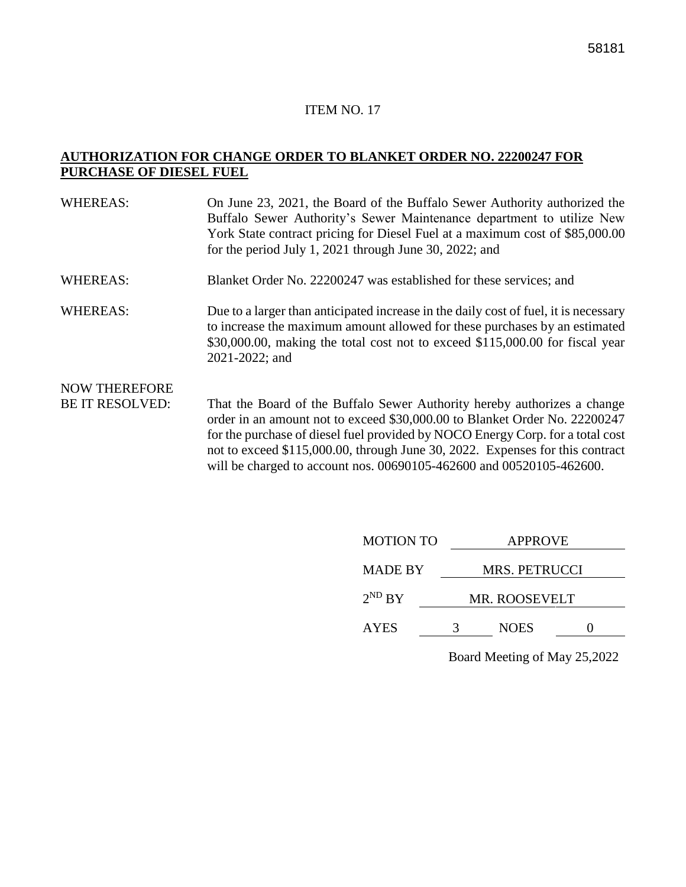58181

ITEM NO. 17

**AUTHORIZATION FOR CHANGE ORDER TO BLANKET ORDER NO. 22200247 FOR PURCHASE OF DIESEL FUEL**

WHEREAS: On June 23, 2021, the Board of the Buffalo Sewer Authority authorized the Buffalo Sewer Authority's Sewer Maintenance department to utilize New York State contract pricing for Diesel Fuel at a maximum cost of $85,000.00 for the period July 1, 2021 through June 30, 2022; and

WHEREAS: Blanket Order No. 22200247 was established for these services; and

WHEREAS: Due to a larger than anticipated increase in the daily cost of fuel, it is necessary to increase the maximum amount allowed for these purchases by an estimated $30,000.00, making the total cost not to exceed $115,000.00 for fiscal year 2021-2022; and

NOW THEREFORE BE IT RESOLVED: That the Board of the Buffalo Sewer Authority hereby authorizes a change order in an amount not to exceed $30,000.00 to Blanket Order No. 22200247 for the purchase of diesel fuel provided by NOCO Energy Corp. for a total cost not to exceed $115,000.00, through June 30, 2022. Expenses for this contract will be charged to account nos. 00690105-462600 and 00520105-462600.

MOTION TO APPROVE

MADE BY MRS. PETRUCCI

2ND BY MR. ROOSEVELT

AYES 3 NOES 0

Board Meeting of May 25,2022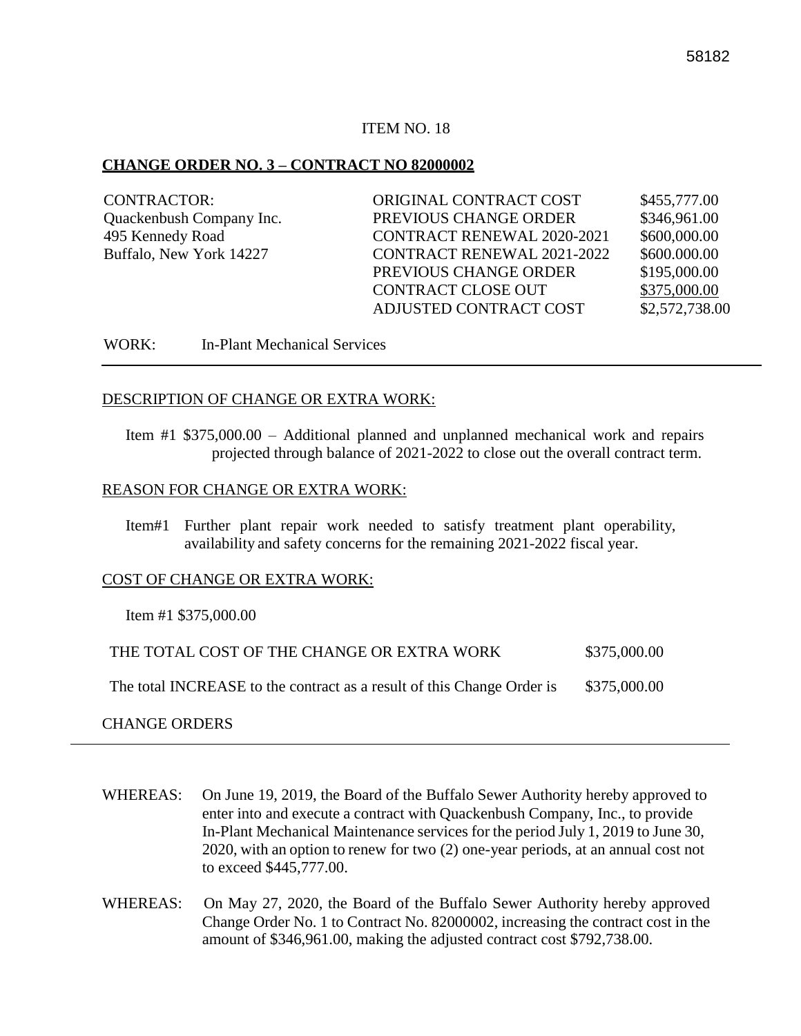ITEM NO. 18

**CHANGE ORDER NO. 3 – CONTRACT NO 82000002**

| CONTRACTOR: | | |
|---|---|---|
| Quackenbush Company Inc. | ORIGINAL CONTRACT COST | $455,777.00 |
| 495 Kennedy Road | PREVIOUS CHANGE ORDER | $346,961.00 |
| Buffalo, New York 14227 | CONTRACT RENEWAL 2020-2021 | $600,000.00 |
| | CONTRACT RENEWAL 2021-2022 | $600.000.00 |
| | PREVIOUS CHANGE ORDER | $195,000.00 |
| | CONTRACT CLOSE OUT | $375,000.00 |
| | ADJUSTED CONTRACT COST | $2,572,738.00 |

WORK: In-Plant Mechanical Services

DESCRIPTION OF CHANGE OR EXTRA WORK:

Item #1 $375,000.00 – Additional planned and unplanned mechanical work and repairs projected through balance of 2021-2022 to close out the overall contract term.

REASON FOR CHANGE OR EXTRA WORK:

Item#1 Further plant repair work needed to satisfy treatment plant operability, availability and safety concerns for the remaining 2021-2022 fiscal year.

COST OF CHANGE OR EXTRA WORK:

Item #1 $375,000.00

THE TOTAL COST OF THE CHANGE OR EXTRA WORK $375,000.00

The total INCREASE to the contract as a result of this Change Order is $375,000.00

CHANGE ORDERS

---

WHEREAS: On June 19, 2019, the Board of the Buffalo Sewer Authority hereby approved to enter into and execute a contract with Quackenbush Company, Inc., to provide In-Plant Mechanical Maintenance services for the period July 1, 2019 to June 30, 2020, with an option to renew for two (2) one-year periods, at an annual cost not to exceed $445,777.00.

WHEREAS: On May 27, 2020, the Board of the Buffalo Sewer Authority hereby approved Change Order No. 1 to Contract No. 82000002, increasing the contract cost in the amount of $346,961.00, making the adjusted contract cost $792,738.00.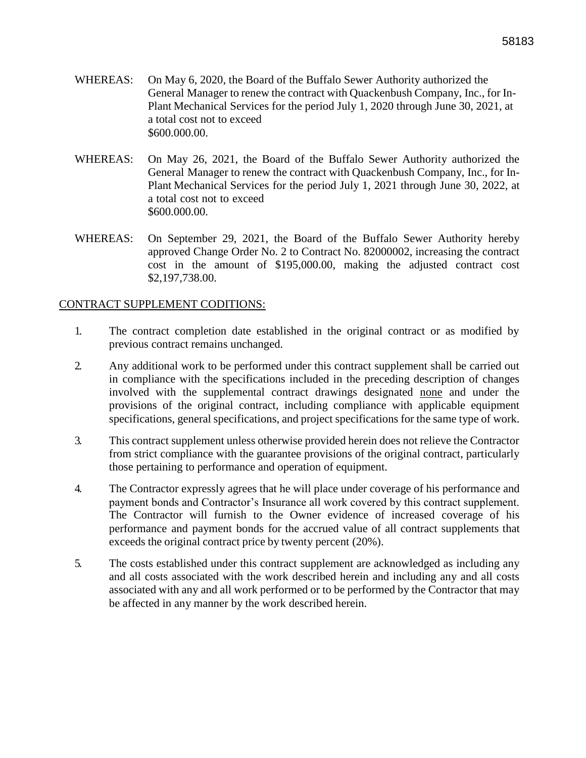WHEREAS: On May 6, 2020, the Board of the Buffalo Sewer Authority authorized the General Manager to renew the contract with Quackenbush Company, Inc., for In-Plant Mechanical Services for the period July 1, 2020 through June 30, 2021, at a total cost not to exceed $600.000.00.

WHEREAS: On May 26, 2021, the Board of the Buffalo Sewer Authority authorized the General Manager to renew the contract with Quackenbush Company, Inc., for In-Plant Mechanical Services for the period July 1, 2021 through June 30, 2022, at a total cost not to exceed $600.000.00.

WHEREAS: On September 29, 2021, the Board of the Buffalo Sewer Authority hereby approved Change Order No. 2 to Contract No. 82000002, increasing the contract cost in the amount of $195,000.00, making the adjusted contract cost $2,197,738.00.

<u>CONTRACT SUPPLEMENT CODITIONS:</u>

1. The contract completion date established in the original contract or as modified by previous contract remains unchanged.

2. Any additional work to be performed under this contract supplement shall be carried out in compliance with the specifications included in the preceding description of changes involved with the supplemental contract drawings designated <u>none</u> and under the provisions of the original contract, including compliance with applicable equipment specifications, general specifications, and project specifications for the same type of work.

3. This contract supplement unless otherwise provided herein does not relieve the Contractor from strict compliance with the guarantee provisions of the original contract, particularly those pertaining to performance and operation of equipment.

4. The Contractor expressly agrees that he will place under coverage of his performance and payment bonds and Contractor's Insurance all work covered by this contract supplement. The Contractor will furnish to the Owner evidence of increased coverage of his performance and payment bonds for the accrued value of all contract supplements that exceeds the original contract price by twenty percent (20%).

5. The costs established under this contract supplement are acknowledged as including any and all costs associated with the work described herein and including any and all costs associated with any and all work performed or to be performed by the Contractor that may be affected in any manner by the work described herein.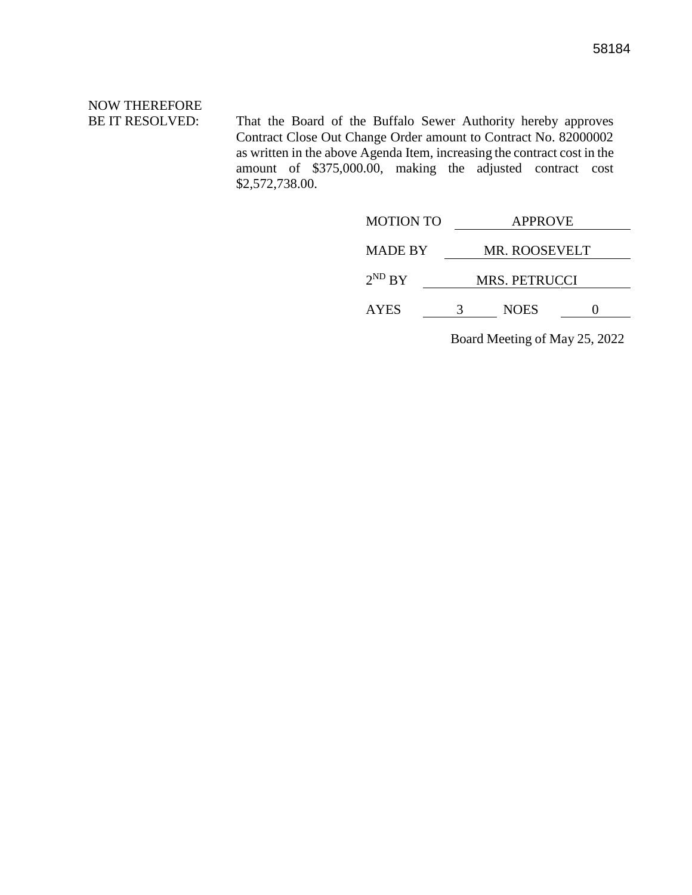58184

NOW THEREFORE
BE IT RESOLVED: That the Board of the Buffalo Sewer Authority hereby approves Contract Close Out Change Order amount to Contract No. 82000002 as written in the above Agenda Item, increasing the contract cost in the amount of $375,000.00, making the adjusted contract cost $2,572,738.00.

| | | | |
|---|---|---|---|
| MOTION TO | APPROVE | | |
| MADE BY | MR. ROOSEVELT | | |
| 2ND BY | MRS. PETRUCCI | | |
| AYES | 3 | NOES | 0 |

Board Meeting of May 25, 2022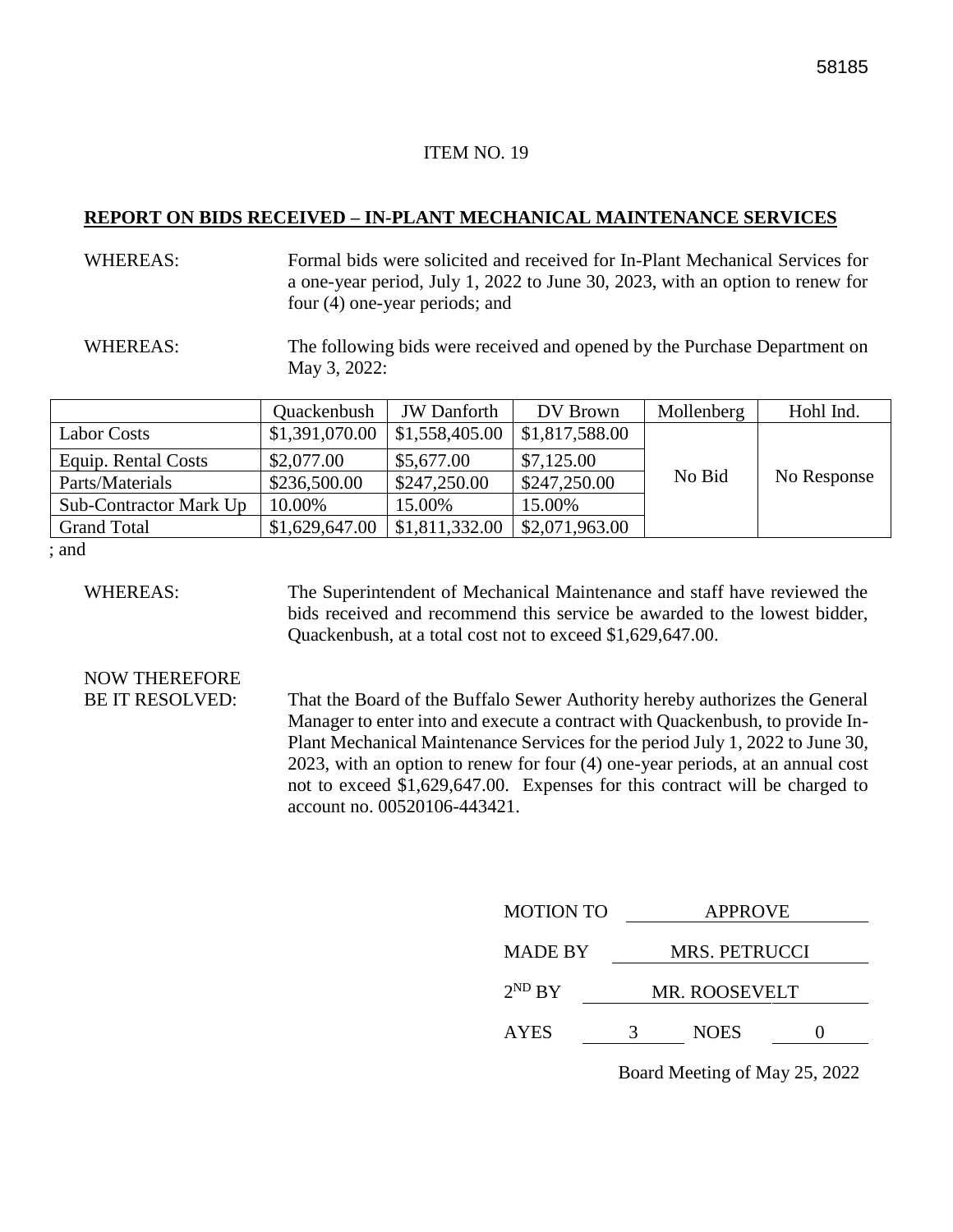ITEM NO. 19

**REPORT ON BIDS RECEIVED – IN-PLANT MECHANICAL MAINTENANCE SERVICES**

WHEREAS: Formal bids were solicited and received for In-Plant Mechanical Services for a one-year period, July 1, 2022 to June 30, 2023, with an option to renew for four (4) one-year periods; and

WHEREAS: The following bids were received and opened by the Purchase Department on May 3, 2022:

| | Quackenbush | JW Danforth | DV Brown | Mollenberg | Hohl Ind. |
|---|---|---|---|---|---|
| Labor Costs | $1,391,070.00 | $1,558,405.00 | $1,817,588.00 | No Bid | No Response |
| Equip. Rental Costs | $2,077.00 | $5,677.00 | $7,125.00 | | |
| Parts/Materials | $236,500.00 | $247,250.00 | $247,250.00 | | |
| Sub-Contractor Mark Up | 10.00% | 15.00% | 15.00% | | |
| Grand Total | $1,629,647.00 | $1,811,332.00 | $2,071,963.00 | | |

; and

WHEREAS: The Superintendent of Mechanical Maintenance and staff have reviewed the bids received and recommend this service be awarded to the lowest bidder, Quackenbush, at a total cost not to exceed $1,629,647.00.

NOW THEREFORE
BE IT RESOLVED: That the Board of the Buffalo Sewer Authority hereby authorizes the General Manager to enter into and execute a contract with Quackenbush, to provide In-Plant Mechanical Maintenance Services for the period July 1, 2022 to June 30, 2023, with an option to renew for four (4) one-year periods, at an annual cost not to exceed $1,629,647.00. Expenses for this contract will be charged to account no. 00520106-443421.

MOTION TO APPROVE

MADE BY MRS. PETRUCCI

2ND BY MR. ROOSEVELT

AYES 3 NOES 0

Board Meeting of May 25, 2022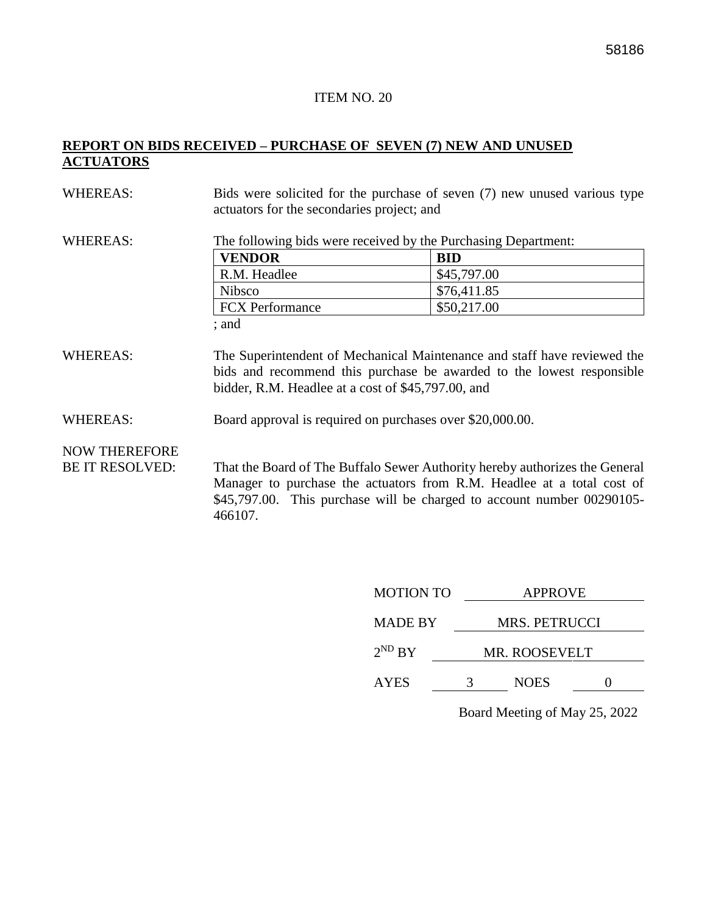ITEM NO. 20

**REPORT ON BIDS RECEIVED – PURCHASE OF SEVEN (7) NEW AND UNUSED ACTUATORS**

WHEREAS: Bids were solicited for the purchase of seven (7) new unused various type actuators for the secondaries project; and

WHEREAS: The following bids were received by the Purchasing Department:

| VENDOR | BID |
|---|---|
| R.M. Headlee | $45,797.00 |
| Nibsco | $76,411.85 |
| FCX Performance | $50,217.00 |

; and

WHEREAS: The Superintendent of Mechanical Maintenance and staff have reviewed the bids and recommend this purchase be awarded to the lowest responsible bidder, R.M. Headlee at a cost of $45,797.00, and

WHEREAS: Board approval is required on purchases over $20,000.00.

NOW THEREFORE BE IT RESOLVED: That the Board of The Buffalo Sewer Authority hereby authorizes the General Manager to purchase the actuators from R.M. Headlee at a total cost of $45,797.00. This purchase will be charged to account number 00290105-466107.

MOTION TO APPROVE

MADE BY MRS. PETRUCCI

2ND BY MR. ROOSEVELT

AYES 3 NOES 0

Board Meeting of May 25, 2022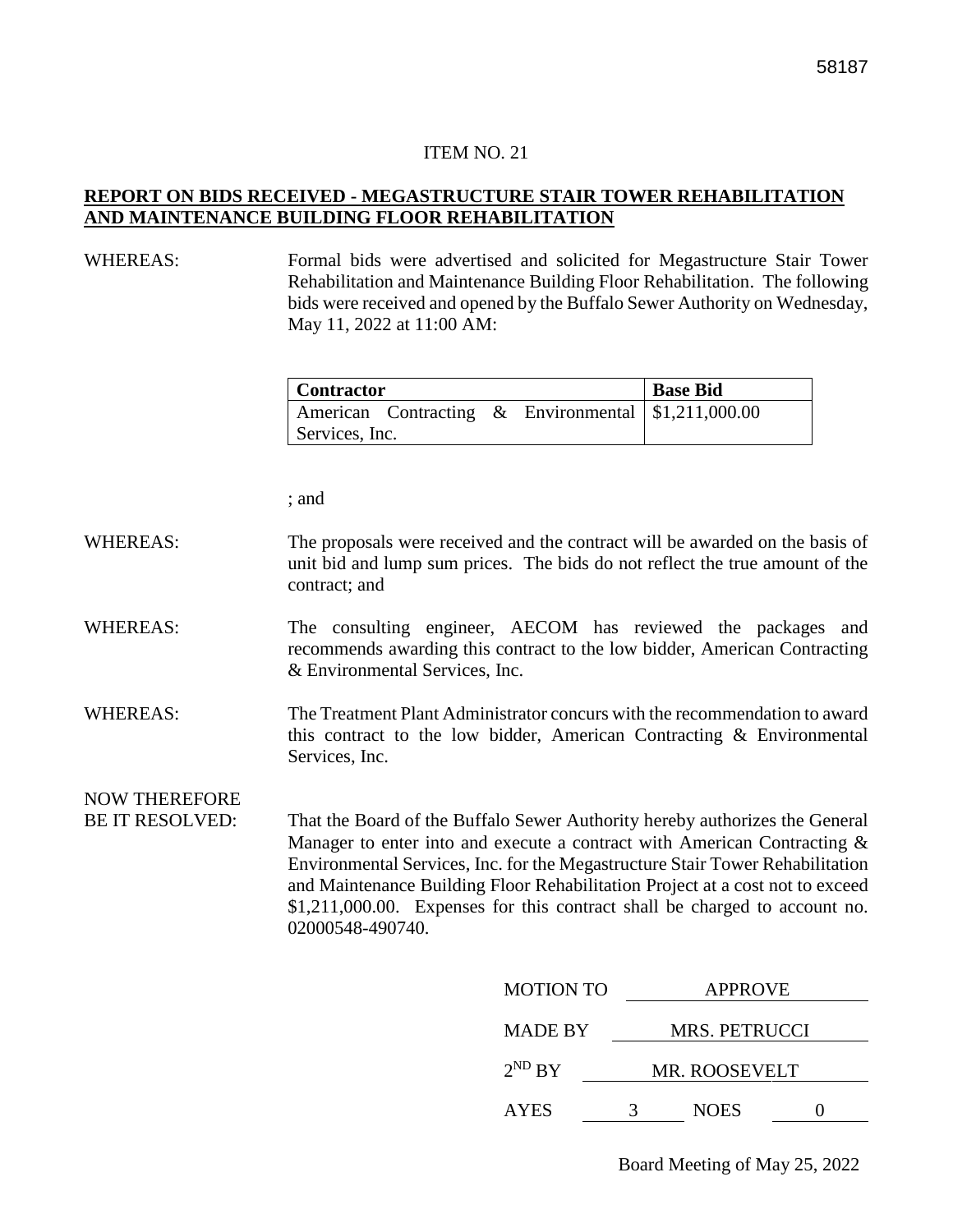ITEM NO. 21

**REPORT ON BIDS RECEIVED - MEGASTRUCTURE STAIR TOWER REHABILITATION AND MAINTENANCE BUILDING FLOOR REHABILITATION**

WHEREAS: Formal bids were advertised and solicited for Megastructure Stair Tower Rehabilitation and Maintenance Building Floor Rehabilitation. The following bids were received and opened by the Buffalo Sewer Authority on Wednesday, May 11, 2022 at 11:00 AM:

| Contractor | Base Bid |
| --- | --- |
| American Contracting & Environmental Services, Inc. | $1,211,000.00 |

; and

WHEREAS: The proposals were received and the contract will be awarded on the basis of unit bid and lump sum prices. The bids do not reflect the true amount of the contract; and

WHEREAS: The consulting engineer, AECOM has reviewed the packages and recommends awarding this contract to the low bidder, American Contracting & Environmental Services, Inc.

WHEREAS: The Treatment Plant Administrator concurs with the recommendation to award this contract to the low bidder, American Contracting & Environmental Services, Inc.

NOW THEREFORE BE IT RESOLVED: That the Board of the Buffalo Sewer Authority hereby authorizes the General Manager to enter into and execute a contract with American Contracting & Environmental Services, Inc. for the Megastructure Stair Tower Rehabilitation and Maintenance Building Floor Rehabilitation Project at a cost not to exceed $1,211,000.00. Expenses for this contract shall be charged to account no. 02000548-490740.

MOTION TO APPROVE

MADE BY MRS. PETRUCCI

2ND BY MR. ROOSEVELT

AYES 3 NOES 0

Board Meeting of May 25, 2022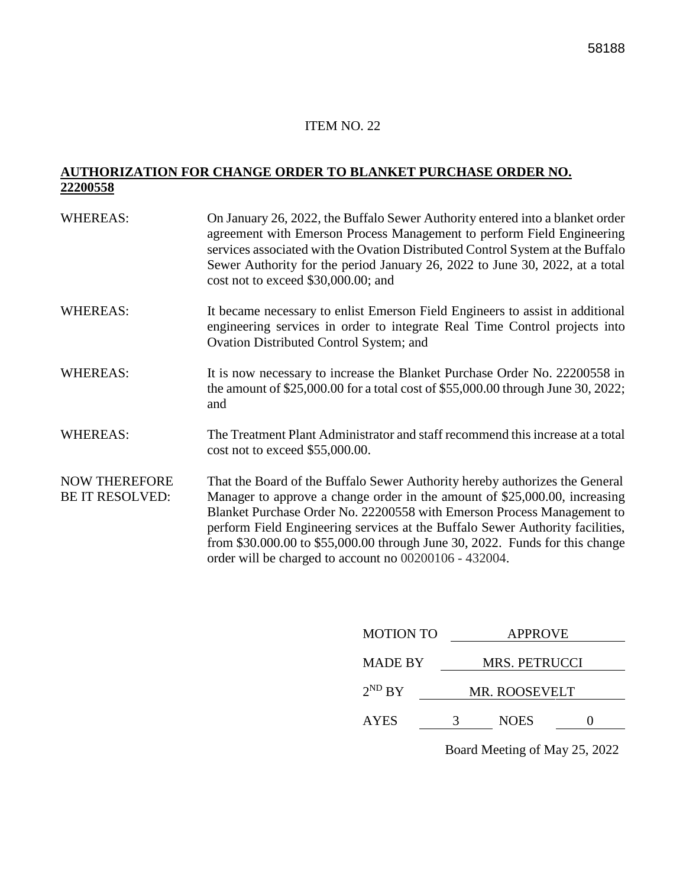ITEM NO. 22

**AUTHORIZATION FOR CHANGE ORDER TO BLANKET PURCHASE ORDER NO. 22200558**

WHEREAS: On January 26, 2022, the Buffalo Sewer Authority entered into a blanket order agreement with Emerson Process Management to perform Field Engineering services associated with the Ovation Distributed Control System at the Buffalo Sewer Authority for the period January 26, 2022 to June 30, 2022, at a total cost not to exceed $30,000.00; and

WHEREAS: It became necessary to enlist Emerson Field Engineers to assist in additional engineering services in order to integrate Real Time Control projects into Ovation Distributed Control System; and

WHEREAS: It is now necessary to increase the Blanket Purchase Order No. 22200558 in the amount of $25,000.00 for a total cost of $55,000.00 through June 30, 2022; and

WHEREAS: The Treatment Plant Administrator and staff recommend this increase at a total cost not to exceed $55,000.00.

NOW THEREFORE BE IT RESOLVED: That the Board of the Buffalo Sewer Authority hereby authorizes the General Manager to approve a change order in the amount of $25,000.00, increasing Blanket Purchase Order No. 22200558 with Emerson Process Management to perform Field Engineering services at the Buffalo Sewer Authority facilities, from $30.000.00 to $55,000.00 through June 30, 2022. Funds for this change order will be charged to account no 00200106 - 432004.

MOTION TO APPROVE

MADE BY MRS. PETRUCCI

2ND BY MR. ROOSEVELT

AYES 3 NOES 0

Board Meeting of May 25, 2022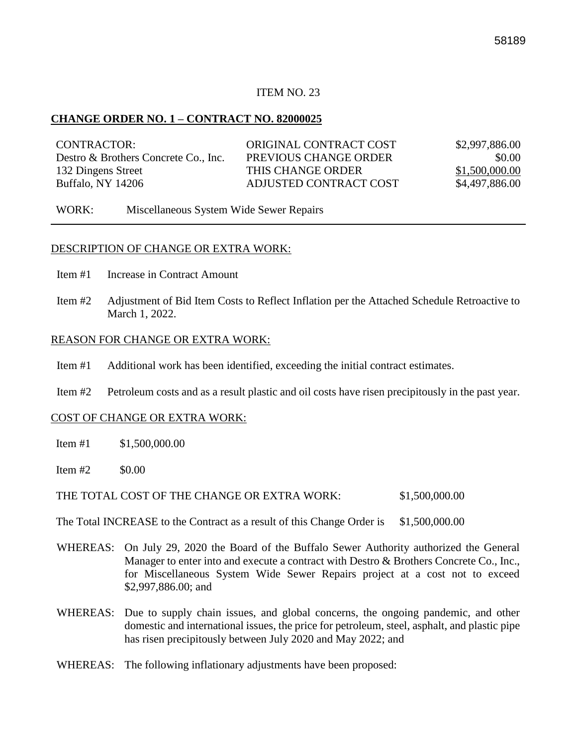ITEM NO. 23

**CHANGE ORDER NO. 1 – CONTRACT NO. 82000025**

| CONTRACTOR: | ORIGINAL CONTRACT COST | $2,997,886.00 |
|---|---|---|
| Destro & Brothers Concrete Co., Inc. | PREVIOUS CHANGE ORDER | $0.00 |
| 132 Dingens Street | THIS CHANGE ORDER | $1,500,000.00 |
| Buffalo, NY 14206 | ADJUSTED CONTRACT COST | $4,497,886.00 |

WORK: Miscellaneous System Wide Sewer Repairs

DESCRIPTION OF CHANGE OR EXTRA WORK:

Item #1 Increase in Contract Amount

Item #2 Adjustment of Bid Item Costs to Reflect Inflation per the Attached Schedule Retroactive to March 1, 2022.

REASON FOR CHANGE OR EXTRA WORK:

Item #1 Additional work has been identified, exceeding the initial contract estimates.

Item #2 Petroleum costs and as a result plastic and oil costs have risen precipitously in the past year.

COST OF CHANGE OR EXTRA WORK:

Item #1 $1,500,000.00

Item #2 $0.00

THE TOTAL COST OF THE CHANGE OR EXTRA WORK: $1,500,000.00

The Total INCREASE to the Contract as a result of this Change Order is $1,500,000.00

WHEREAS: On July 29, 2020 the Board of the Buffalo Sewer Authority authorized the General Manager to enter into and execute a contract with Destro & Brothers Concrete Co., Inc., for Miscellaneous System Wide Sewer Repairs project at a cost not to exceed $2,997,886.00; and

WHEREAS: Due to supply chain issues, and global concerns, the ongoing pandemic, and other domestic and international issues, the price for petroleum, steel, asphalt, and plastic pipe has risen precipitously between July 2020 and May 2022; and

WHEREAS: The following inflationary adjustments have been proposed: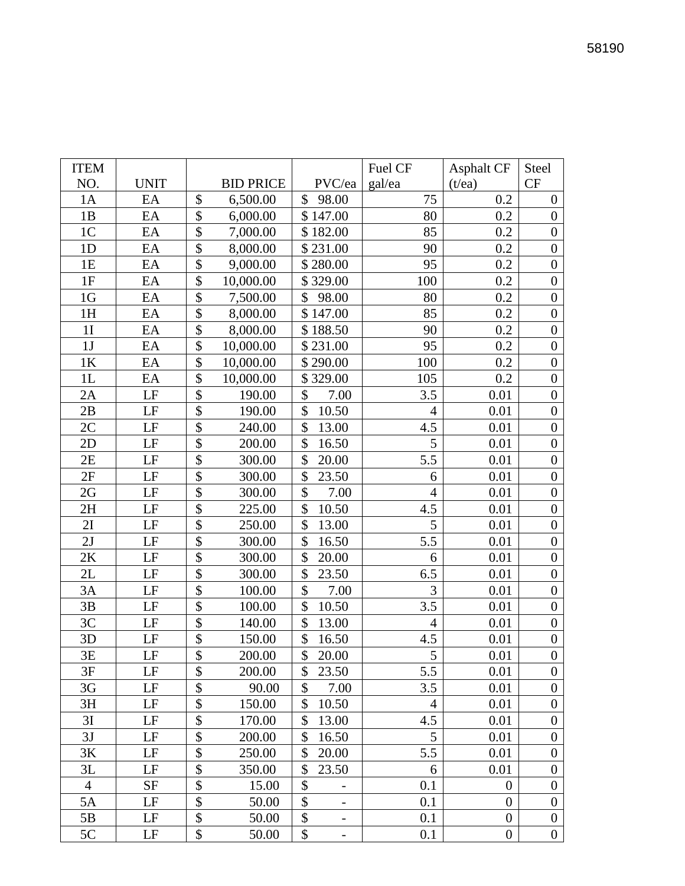| ITEM NO. | UNIT | BID PRICE | PVC/ea | Fuel CF gal/ea | Asphalt CF (t/ea) | Steel CF |
|---|---|---|---|---|---|---|
| 1A | EA | $ 6,500.00 | $ 98.00 | 75 | 0.2 | 0 |
| 1B | EA | $ 6,000.00 | $ 147.00 | 80 | 0.2 | 0 |
| 1C | EA | $ 7,000.00 | $ 182.00 | 85 | 0.2 | 0 |
| 1D | EA | $ 8,000.00 | $ 231.00 | 90 | 0.2 | 0 |
| 1E | EA | $ 9,000.00 | $ 280.00 | 95 | 0.2 | 0 |
| 1F | EA | $ 10,000.00 | $ 329.00 | 100 | 0.2 | 0 |
| 1G | EA | $ 7,500.00 | $ 98.00 | 80 | 0.2 | 0 |
| 1H | EA | $ 8,000.00 | $ 147.00 | 85 | 0.2 | 0 |
| 1I | EA | $ 8,000.00 | $ 188.50 | 90 | 0.2 | 0 |
| 1J | EA | $ 10,000.00 | $ 231.00 | 95 | 0.2 | 0 |
| 1K | EA | $ 10,000.00 | $ 290.00 | 100 | 0.2 | 0 |
| 1L | EA | $ 10,000.00 | $ 329.00 | 105 | 0.2 | 0 |
| 2A | LF | $ 190.00 | $ 7.00 | 3.5 | 0.01 | 0 |
| 2B | LF | $ 190.00 | $ 10.50 | 4 | 0.01 | 0 |
| 2C | LF | $ 240.00 | $ 13.00 | 4.5 | 0.01 | 0 |
| 2D | LF | $ 200.00 | $ 16.50 | 5 | 0.01 | 0 |
| 2E | LF | $ 300.00 | $ 20.00 | 5.5 | 0.01 | 0 |
| 2F | LF | $ 300.00 | $ 23.50 | 6 | 0.01 | 0 |
| 2G | LF | $ 300.00 | $ 7.00 | 4 | 0.01 | 0 |
| 2H | LF | $ 225.00 | $ 10.50 | 4.5 | 0.01 | 0 |
| 2I | LF | $ 250.00 | $ 13.00 | 5 | 0.01 | 0 |
| 2J | LF | $ 300.00 | $ 16.50 | 5.5 | 0.01 | 0 |
| 2K | LF | $ 300.00 | $ 20.00 | 6 | 0.01 | 0 |
| 2L | LF | $ 300.00 | $ 23.50 | 6.5 | 0.01 | 0 |
| 3A | LF | $ 100.00 | $ 7.00 | 3 | 0.01 | 0 |
| 3B | LF | $ 100.00 | $ 10.50 | 3.5 | 0.01 | 0 |
| 3C | LF | $ 140.00 | $ 13.00 | 4 | 0.01 | 0 |
| 3D | LF | $ 150.00 | $ 16.50 | 4.5 | 0.01 | 0 |
| 3E | LF | $ 200.00 | $ 20.00 | 5 | 0.01 | 0 |
| 3F | LF | $ 200.00 | $ 23.50 | 5.5 | 0.01 | 0 |
| 3G | LF | $ 90.00 | $ 7.00 | 3.5 | 0.01 | 0 |
| 3H | LF | $ 150.00 | $ 10.50 | 4 | 0.01 | 0 |
| 3I | LF | $ 170.00 | $ 13.00 | 4.5 | 0.01 | 0 |
| 3J | LF | $ 200.00 | $ 16.50 | 5 | 0.01 | 0 |
| 3K | LF | $ 250.00 | $ 20.00 | 5.5 | 0.01 | 0 |
| 3L | LF | $ 350.00 | $ 23.50 | 6 | 0.01 | 0 |
| 4 | SF | $ 15.00 | $ - | 0.1 | 0 | 0 |
| 5A | LF | $ 50.00 | $ - | 0.1 | 0 | 0 |
| 5B | LF | $ 50.00 | $ - | 0.1 | 0 | 0 |
| 5C | LF | $ 50.00 | $ - | 0.1 | 0 | 0 |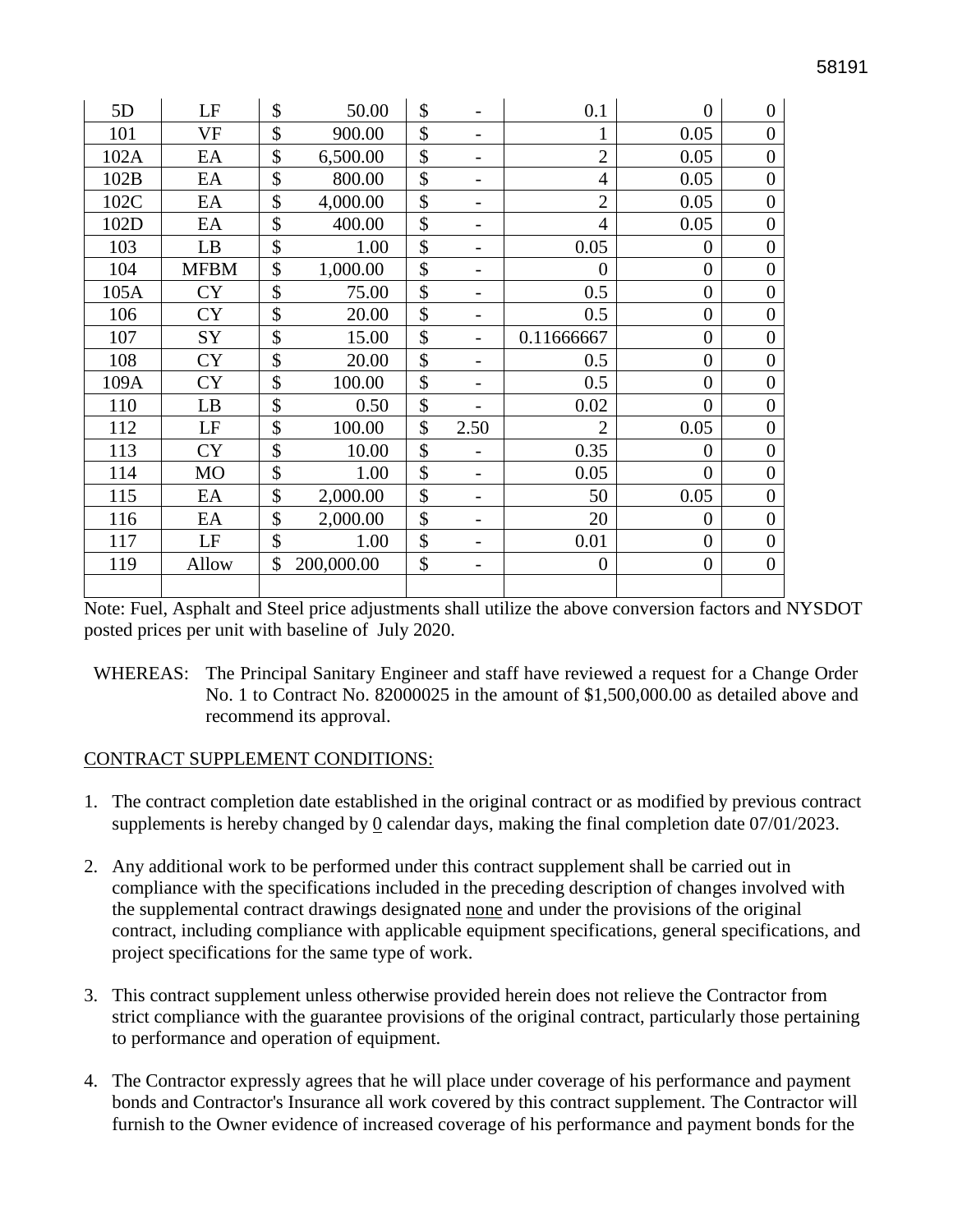| | | | | | | |
|---|---|---|---|---|---|---|
| 5D | LF | $ 50.00 | $ - | 0.1 | 0 | 0 |
| 101 | VF | $ 900.00 | $ - | 1 | 0.05 | 0 |
| 102A | EA | $ 6,500.00 | $ - | 2 | 0.05 | 0 |
| 102B | EA | $ 800.00 | $ - | 4 | 0.05 | 0 |
| 102C | EA | $ 4,000.00 | $ - | 2 | 0.05 | 0 |
| 102D | EA | $ 400.00 | $ - | 4 | 0.05 | 0 |
| 103 | LB | $ 1.00 | $ - | 0.05 | 0 | 0 |
| 104 | MFBM | $ 1,000.00 | $ - | 0 | 0 | 0 |
| 105A | CY | $ 75.00 | $ - | 0.5 | 0 | 0 |
| 106 | CY | $ 20.00 | $ - | 0.5 | 0 | 0 |
| 107 | SY | $ 15.00 | $ - | 0.11666667 | 0 | 0 |
| 108 | CY | $ 20.00 | $ - | 0.5 | 0 | 0 |
| 109A | CY | $ 100.00 | $ - | 0.5 | 0 | 0 |
| 110 | LB | $ 0.50 | $ - | 0.02 | 0 | 0 |
| 112 | LF | $ 100.00 | $ 2.50 | 2 | 0.05 | 0 |
| 113 | CY | $ 10.00 | $ - | 0.35 | 0 | 0 |
| 114 | MO | $ 1.00 | $ - | 0.05 | 0 | 0 |
| 115 | EA | $ 2,000.00 | $ - | 50 | 0.05 | 0 |
| 116 | EA | $ 2,000.00 | $ - | 20 | 0 | 0 |
| 117 | LF | $ 1.00 | $ - | 0.01 | 0 | 0 |
| 119 | Allow | $ 200,000.00 | $ - | 0 | 0 | 0 |
| | | | | | | |

Note: Fuel, Asphalt and Steel price adjustments shall utilize the above conversion factors and NYSDOT posted prices per unit with baseline of July 2020.

WHEREAS: The Principal Sanitary Engineer and staff have reviewed a request for a Change Order No. 1 to Contract No. 82000025 in the amount of $1,500,000.00 as detailed above and recommend its approval.

CONTRACT SUPPLEMENT CONDITIONS:

1. The contract completion date established in the original contract or as modified by previous contract supplements is hereby changed by 0 calendar days, making the final completion date 07/01/2023.

2. Any additional work to be performed under this contract supplement shall be carried out in compliance with the specifications included in the preceding description of changes involved with the supplemental contract drawings designated none and under the provisions of the original contract, including compliance with applicable equipment specifications, general specifications, and project specifications for the same type of work.

3. This contract supplement unless otherwise provided herein does not relieve the Contractor from strict compliance with the guarantee provisions of the original contract, particularly those pertaining to performance and operation of equipment.

4. The Contractor expressly agrees that he will place under coverage of his performance and payment bonds and Contractor's Insurance all work covered by this contract supplement. The Contractor will furnish to the Owner evidence of increased coverage of his performance and payment bonds for the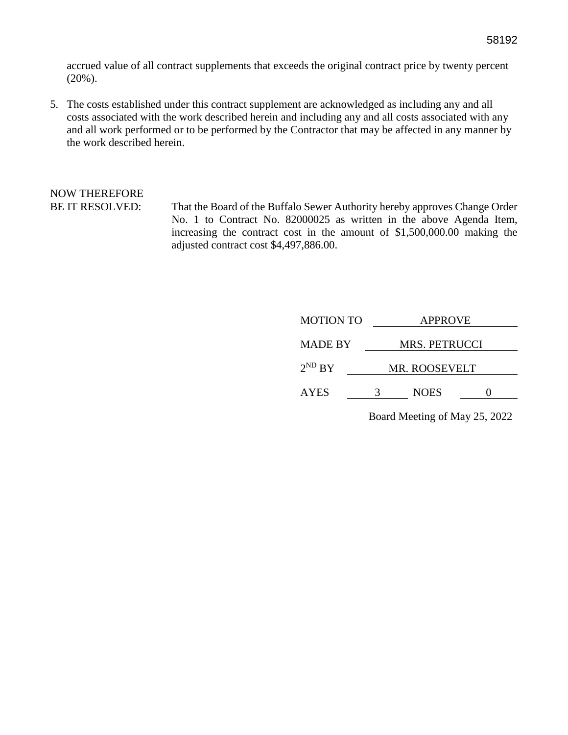accrued value of all contract supplements that exceeds the original contract price by twenty percent (20%).

5. The costs established under this contract supplement are acknowledged as including any and all costs associated with the work described herein and including any and all costs associated with any and all work performed or to be performed by the Contractor that may be affected in any manner by the work described herein.

NOW THEREFORE
BE IT RESOLVED: That the Board of the Buffalo Sewer Authority hereby approves Change Order No. 1 to Contract No. 82000025 as written in the above Agenda Item, increasing the contract cost in the amount of $1,500,000.00 making the adjusted contract cost $4,497,886.00.

MOTION TO APPROVE

MADE BY MRS. PETRUCCI

2ND BY MR. ROOSEVELT

AYES 3 NOES 0

Board Meeting of May 25, 2022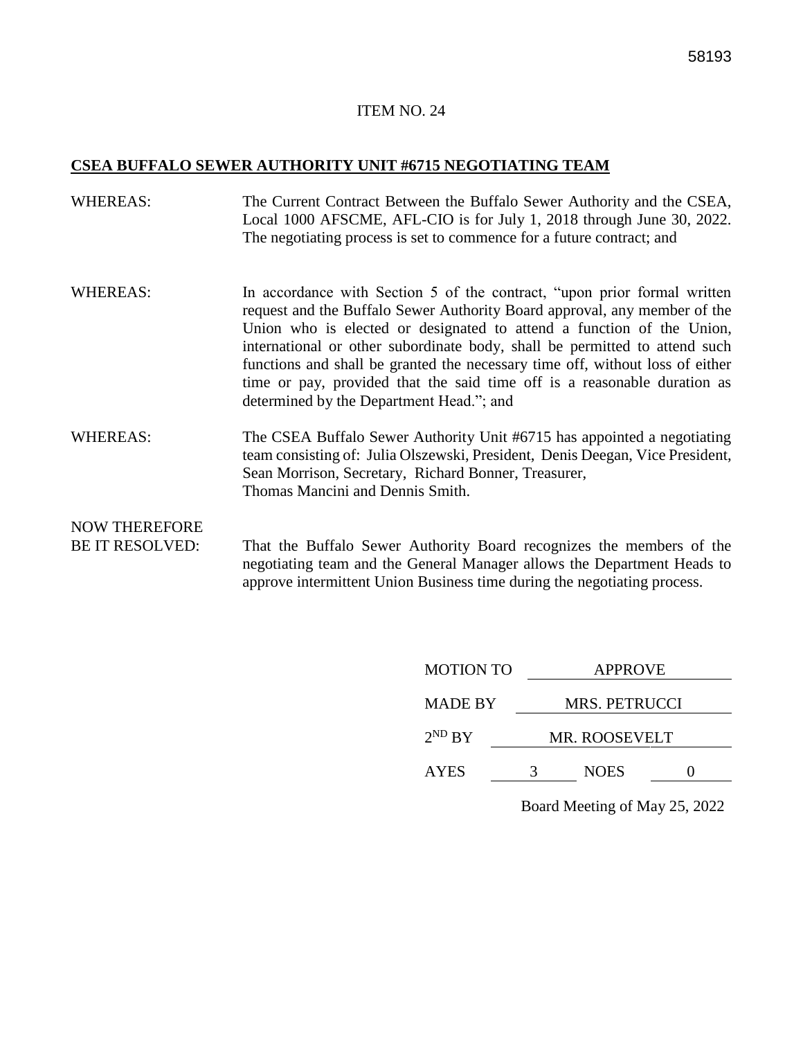58193

ITEM NO. 24

**CSEA BUFFALO SEWER AUTHORITY UNIT #6715 NEGOTIATING TEAM**

WHEREAS: The Current Contract Between the Buffalo Sewer Authority and the CSEA, Local 1000 AFSCME, AFL-CIO is for July 1, 2018 through June 30, 2022. The negotiating process is set to commence for a future contract; and

WHEREAS: In accordance with Section 5 of the contract, "upon prior formal written request and the Buffalo Sewer Authority Board approval, any member of the Union who is elected or designated to attend a function of the Union, international or other subordinate body, shall be permitted to attend such functions and shall be granted the necessary time off, without loss of either time or pay, provided that the said time off is a reasonable duration as determined by the Department Head."; and

WHEREAS: The CSEA Buffalo Sewer Authority Unit #6715 has appointed a negotiating team consisting of: Julia Olszewski, President, Denis Deegan, Vice President, Sean Morrison, Secretary, Richard Bonner, Treasurer, Thomas Mancini and Dennis Smith.

NOW THEREFORE BE IT RESOLVED: That the Buffalo Sewer Authority Board recognizes the members of the negotiating team and the General Manager allows the Department Heads to approve intermittent Union Business time during the negotiating process.

MOTION TO APPROVE

MADE BY MRS. PETRUCCI

2ND BY MR. ROOSEVELT

AYES 3 NOES 0

Board Meeting of May 25, 2022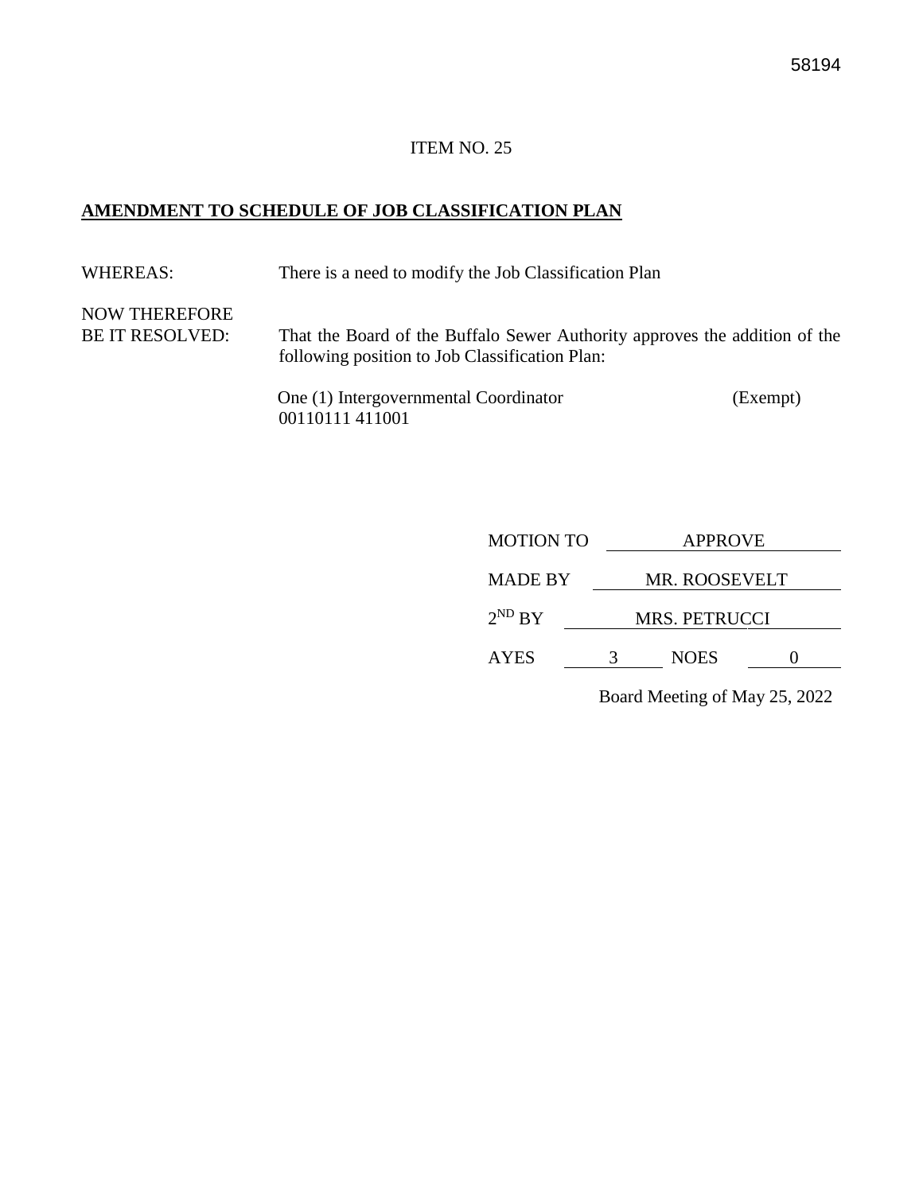58194

ITEM NO. 25

**AMENDMENT TO SCHEDULE OF JOB CLASSIFICATION PLAN**

WHEREAS: There is a need to modify the Job Classification Plan

NOW THEREFORE
BE IT RESOLVED: That the Board of the Buffalo Sewer Authority approves the addition of the following position to Job Classification Plan:

One (1) Intergovernmental Coordinator (Exempt)
00110111 411001

MOTION TO APPROVE

MADE BY MR. ROOSEVELT

2ND BY MRS. PETRUCCI

AYES 3 NOES 0

Board Meeting of May 25, 2022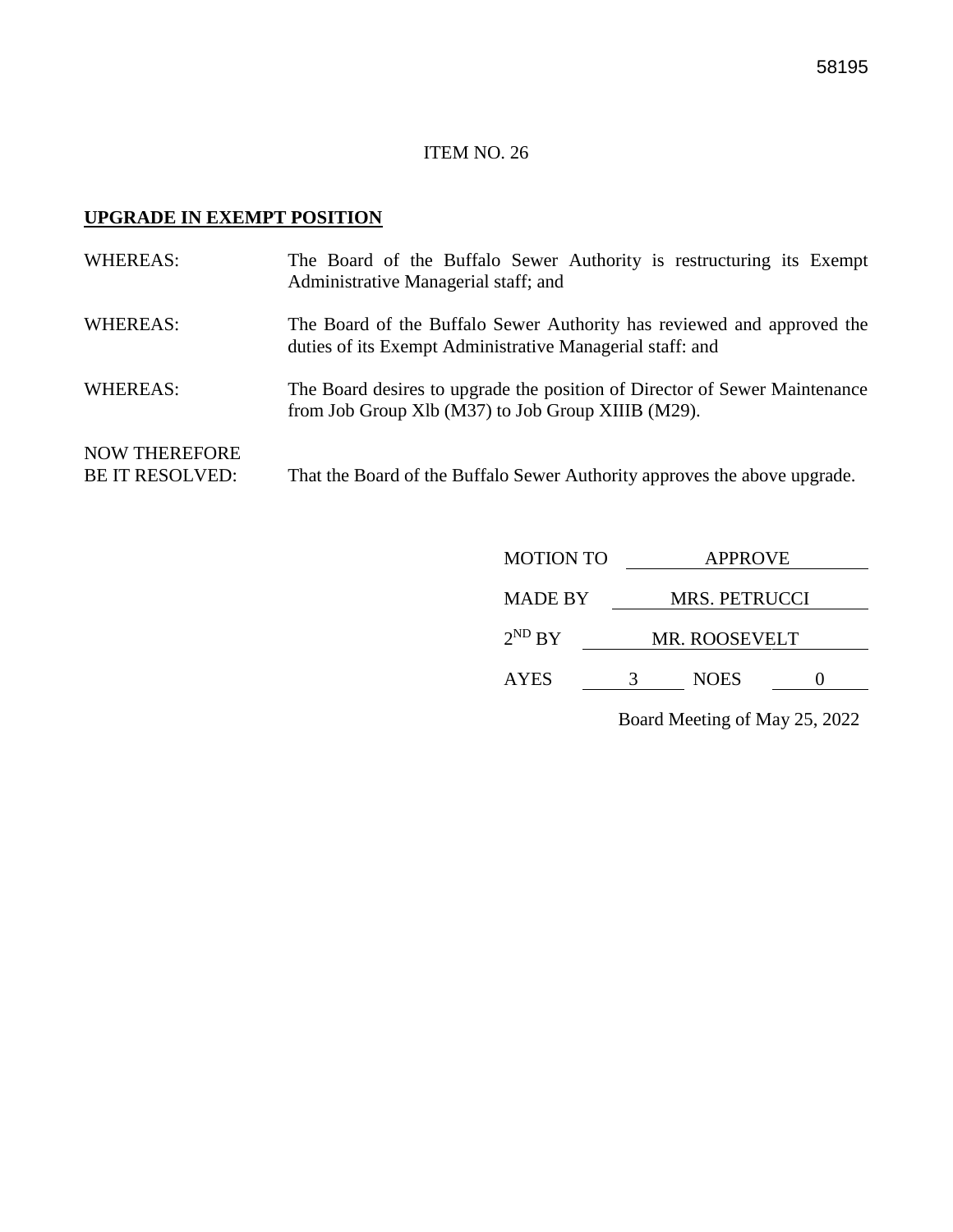58195

ITEM NO. 26

**UPGRADE IN EXEMPT POSITION**

| | |
|---|---|
| WHEREAS: | The Board of the Buffalo Sewer Authority is restructuring its Exempt Administrative Managerial staff; and |
| WHEREAS: | The Board of the Buffalo Sewer Authority has reviewed and approved the duties of its Exempt Administrative Managerial staff: and |
| WHEREAS: | The Board desires to upgrade the position of Director of Sewer Maintenance from Job Group Xlb (M37) to Job Group XIIIB (M29). |
| NOW THEREFORE BE IT RESOLVED: | That the Board of the Buffalo Sewer Authority approves the above upgrade. |

MOTION TO APPROVE

MADE BY MRS. PETRUCCI

2ND BY MR. ROOSEVELT

AYES 3 NOES 0

Board Meeting of May 25, 2022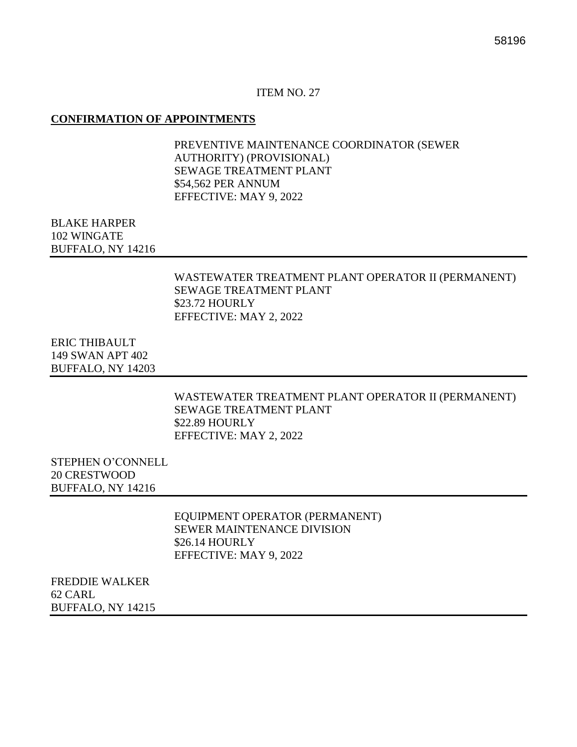58196

ITEM NO. 27

**CONFIRMATION OF APPOINTMENTS**

PREVENTIVE MAINTENANCE COORDINATOR (SEWER AUTHORITY) (PROVISIONAL)
SEWAGE TREATMENT PLANT
$54,562 PER ANNUM
EFFECTIVE: MAY 9, 2022

BLAKE HARPER
102 WINGATE
BUFFALO, NY 14216

---

WASTEWATER TREATMENT PLANT OPERATOR II (PERMANENT)
SEWAGE TREATMENT PLANT
$23.72 HOURLY
EFFECTIVE: MAY 2, 2022

ERIC THIBAULT
149 SWAN APT 402
BUFFALO, NY 14203

---

WASTEWATER TREATMENT PLANT OPERATOR II (PERMANENT)
SEWAGE TREATMENT PLANT
$22.89 HOURLY
EFFECTIVE: MAY 2, 2022

STEPHEN O'CONNELL
20 CRESTWOOD
BUFFALO, NY 14216

---

EQUIPMENT OPERATOR (PERMANENT)
SEWER MAINTENANCE DIVISION
$26.14 HOURLY
EFFECTIVE: MAY 9, 2022

FREDDIE WALKER
62 CARL
BUFFALO, NY 14215

---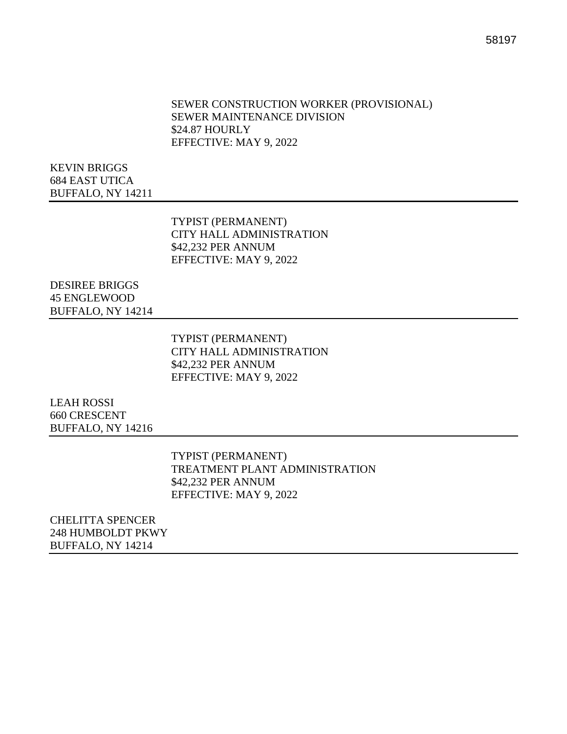58197

SEWER CONSTRUCTION WORKER (PROVISIONAL)
SEWER MAINTENANCE DIVISION
$24.87 HOURLY
EFFECTIVE: MAY 9, 2022

KEVIN BRIGGS
684 EAST UTICA
BUFFALO, NY 14211

---

TYPIST (PERMANENT)
CITY HALL ADMINISTRATION
$42,232 PER ANNUM
EFFECTIVE: MAY 9, 2022

DESIREE BRIGGS
45 ENGLEWOOD
BUFFALO, NY 14214

---

TYPIST (PERMANENT)
CITY HALL ADMINISTRATION
$42,232 PER ANNUM
EFFECTIVE: MAY 9, 2022

LEAH ROSSI
660 CRESCENT
BUFFALO, NY 14216

---

TYPIST (PERMANENT)
TREATMENT PLANT ADMINISTRATION
$42,232 PER ANNUM
EFFECTIVE: MAY 9, 2022

CHELITTA SPENCER
248 HUMBOLDT PKWY
BUFFALO, NY 14214

---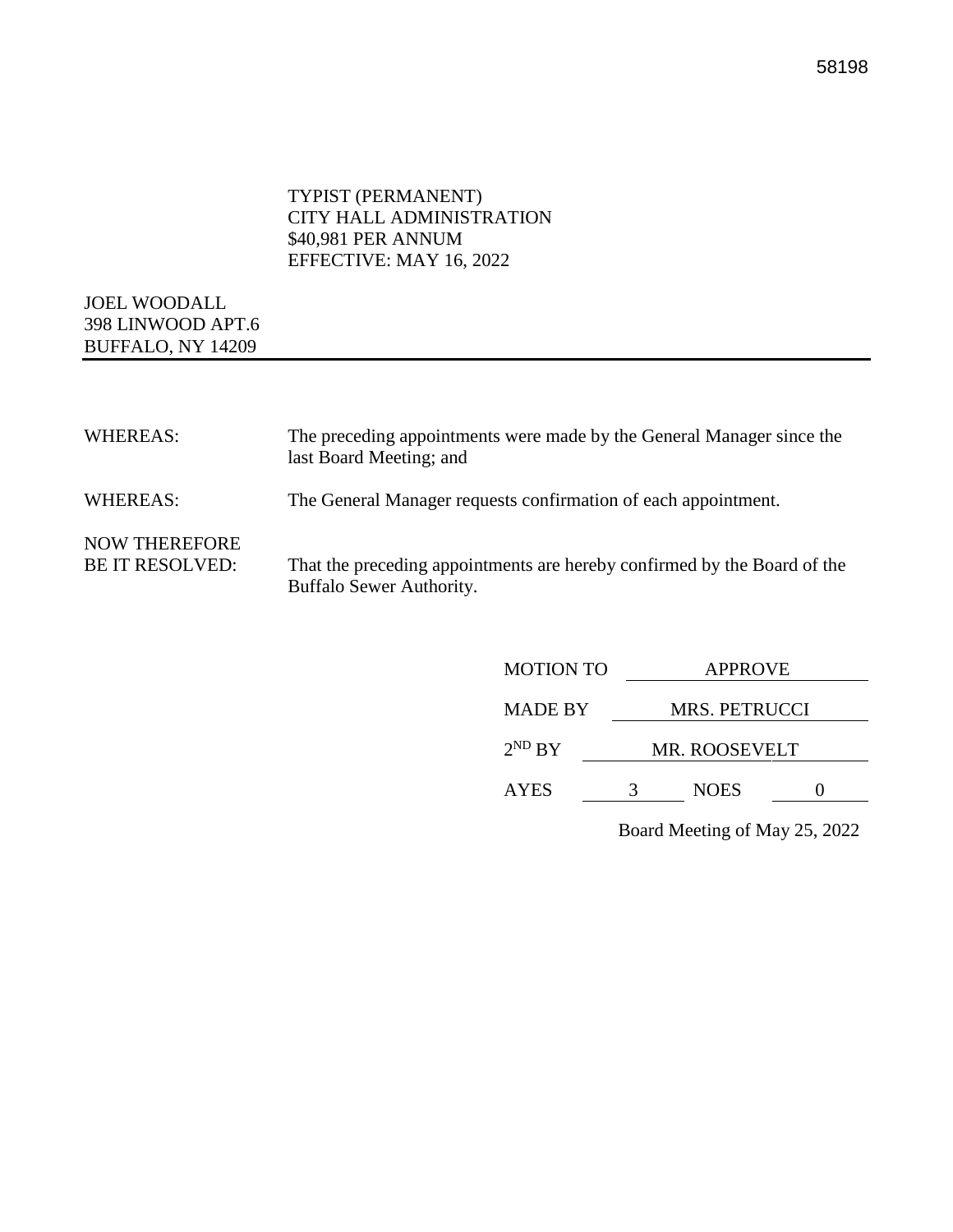58198

TYPIST (PERMANENT)
CITY HALL ADMINISTRATION
$40,981 PER ANNUM
EFFECTIVE: MAY 16, 2022

JOEL WOODALL
398 LINWOOD APT.6
BUFFALO, NY 14209

---

WHEREAS: The preceding appointments were made by the General Manager since the last Board Meeting; and

WHEREAS: The General Manager requests confirmation of each appointment.

NOW THEREFORE BE IT RESOLVED: That the preceding appointments are hereby confirmed by the Board of the Buffalo Sewer Authority.

MOTION TO APPROVE

MADE BY MRS. PETRUCCI

2ND BY MR. ROOSEVELT

AYES 3 NOES 0

Board Meeting of May 25, 2022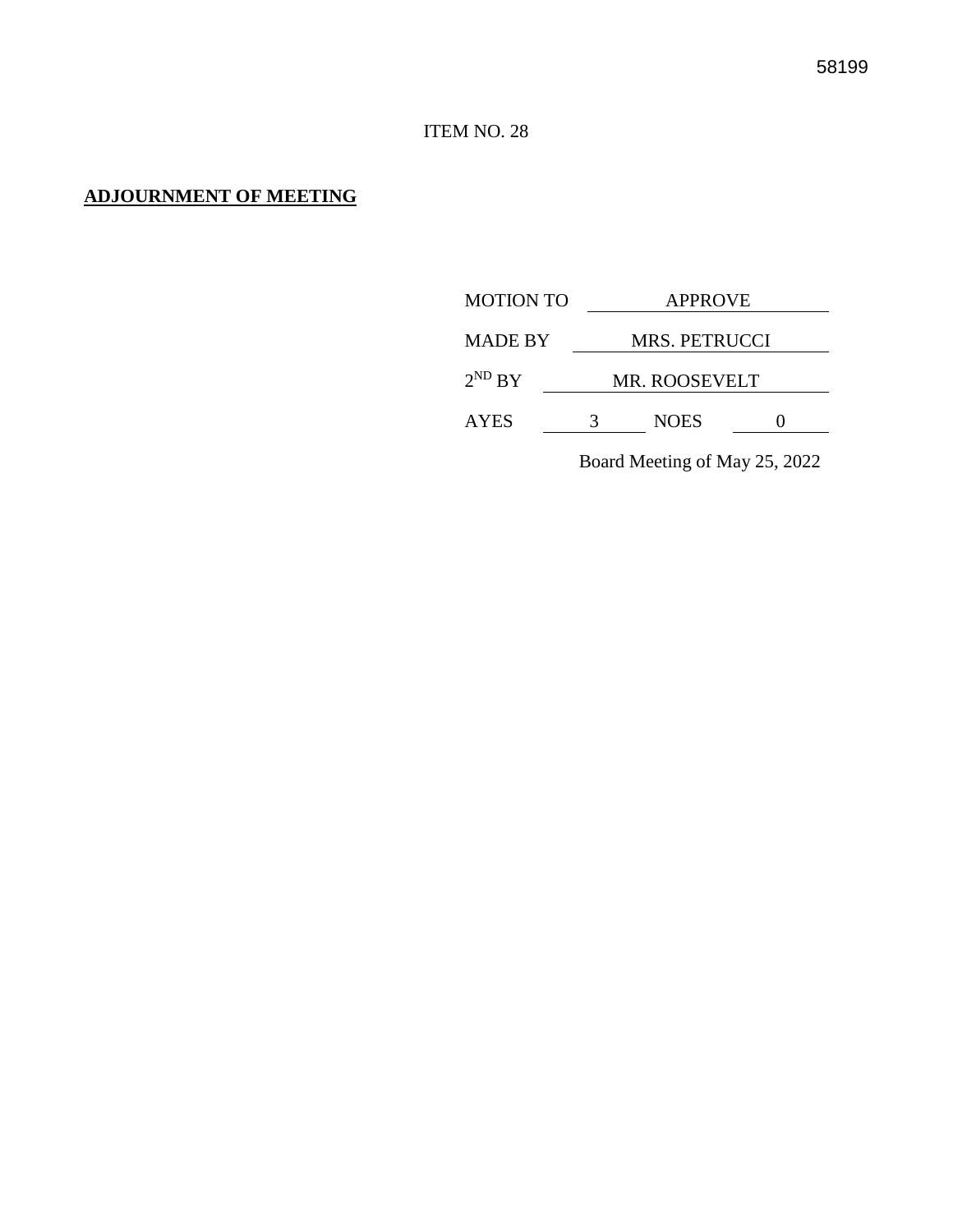ITEM NO. 28

**ADJOURNMENT OF MEETING**

MOTION TO APPROVE

MADE BY MRS. PETRUCCI

$2^{ND}$ BY MR. ROOSEVELT

AYES 3 NOES 0

Board Meeting of May 25, 2022